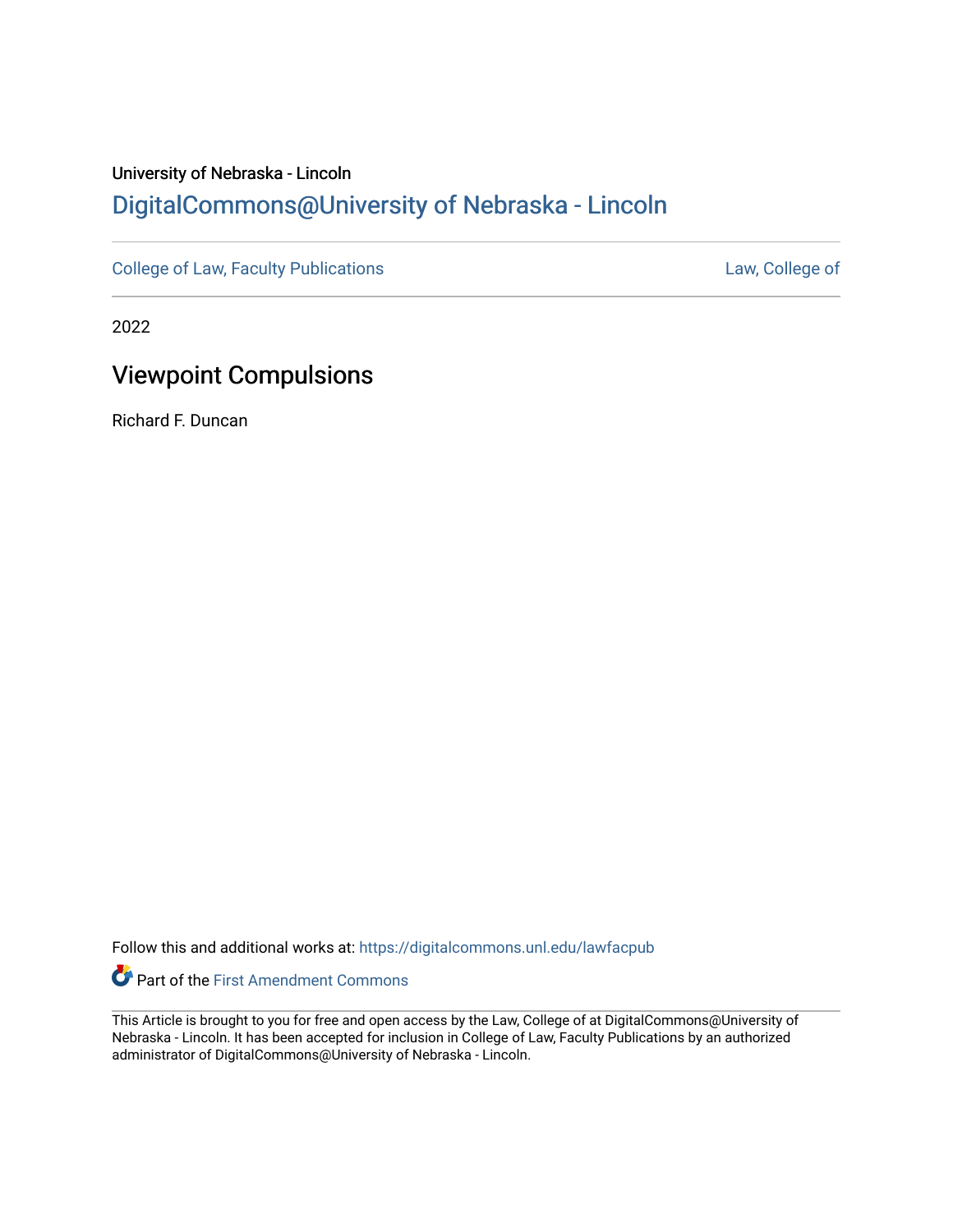University of Nebraska - Lincoln

# DigitalCommons@University of Nebraska - Lincoln

College of Law, Faculty Publications | Law, College of

2022

## Viewpoint Compulsions

Richard F. Duncan

Follow this and additional works at: https://digitalcommons.unl.edu/lawfacpub

Part of the First Amendment Commons

This Article is brought to you for free and open access by the Law, College of at DigitalCommons@University of Nebraska - Lincoln. It has been accepted for inclusion in College of Law, Faculty Publications by an authorized administrator of DigitalCommons@University of Nebraska - Lincoln.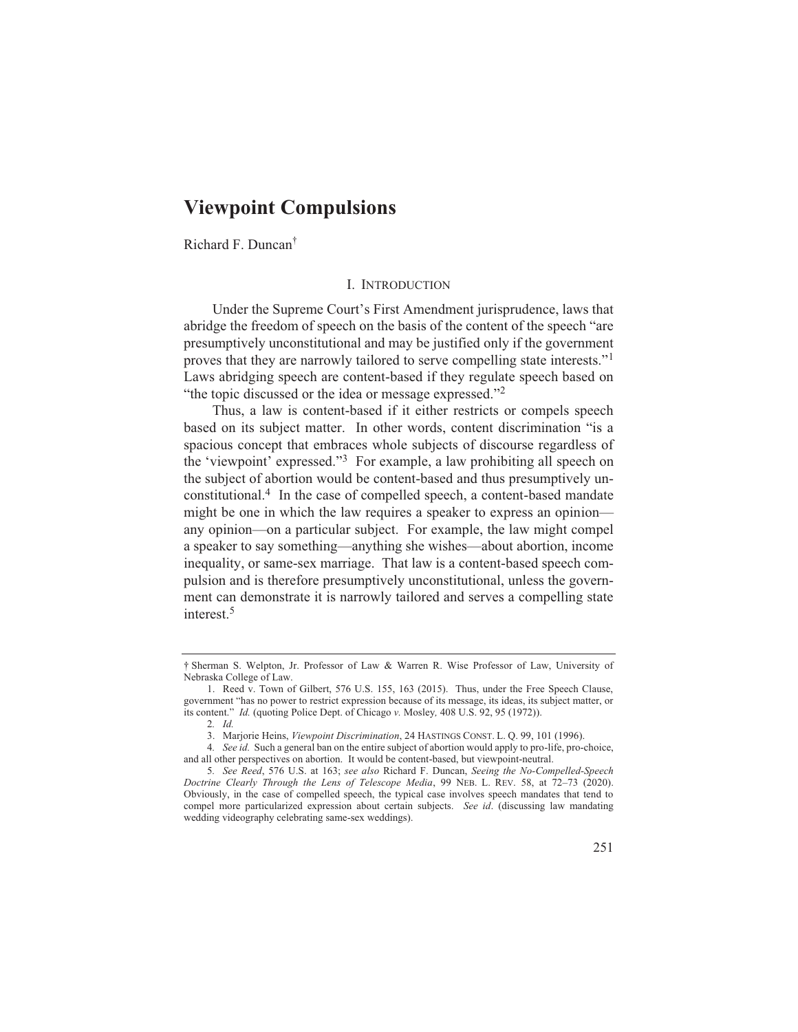# Viewpoint Compulsions

Richard F. Duncan[†]

## I. INTRODUCTION

Under the Supreme Court's First Amendment jurisprudence, laws that abridge the freedom of speech on the basis of the content of the speech "are presumptively unconstitutional and may be justified only if the government proves that they are narrowly tailored to serve compelling state interests."[1] Laws abridging speech are content-based if they regulate speech based on "the topic discussed or the idea or message expressed."[2]

Thus, a law is content-based if it either restricts or compels speech based on its subject matter. In other words, content discrimination "is a spacious concept that embraces whole subjects of discourse regardless of the 'viewpoint' expressed."[3] For example, a law prohibiting all speech on the subject of abortion would be content-based and thus presumptively unconstitutional.[4] In the case of compelled speech, a content-based mandate might be one in which the law requires a speaker to express an opinion—any opinion—on a particular subject. For example, the law might compel a speaker to say something—anything she wishes—about abortion, income inequality, or same-sex marriage. That law is a content-based speech compulsion and is therefore presumptively unconstitutional, unless the government can demonstrate it is narrowly tailored and serves a compelling state interest.[5]

---

† Sherman S. Welpton, Jr. Professor of Law & Warren R. Wise Professor of Law, University of Nebraska College of Law.

1. Reed v. Town of Gilbert, 576 U.S. 155, 163 (2015). Thus, under the Free Speech Clause, government "has no power to restrict expression because of its message, its ideas, its subject matter, or its content." *Id.* (quoting Police Dept. of Chicago *v.* Mosley*,* 408 U.S. 92, 95 (1972)).

2. *Id.*

3. Marjorie Heins, *Viewpoint Discrimination*, 24 HASTINGS CONST. L. Q. 99, 101 (1996).

4. *See id.* Such a general ban on the entire subject of abortion would apply to pro-life, pro-choice, and all other perspectives on abortion. It would be content-based, but viewpoint-neutral.

5. *See Reed*, 576 U.S. at 163; *see also* Richard F. Duncan, *Seeing the No-Compelled-Speech Doctrine Clearly Through the Lens of Telescope Media*, 99 NEB. L. REV. 58, at 72–73 (2020). Obviously, in the case of compelled speech, the typical case involves speech mandates that tend to compel more particularized expression about certain subjects. *See id*. (discussing law mandating wedding videography celebrating same-sex weddings).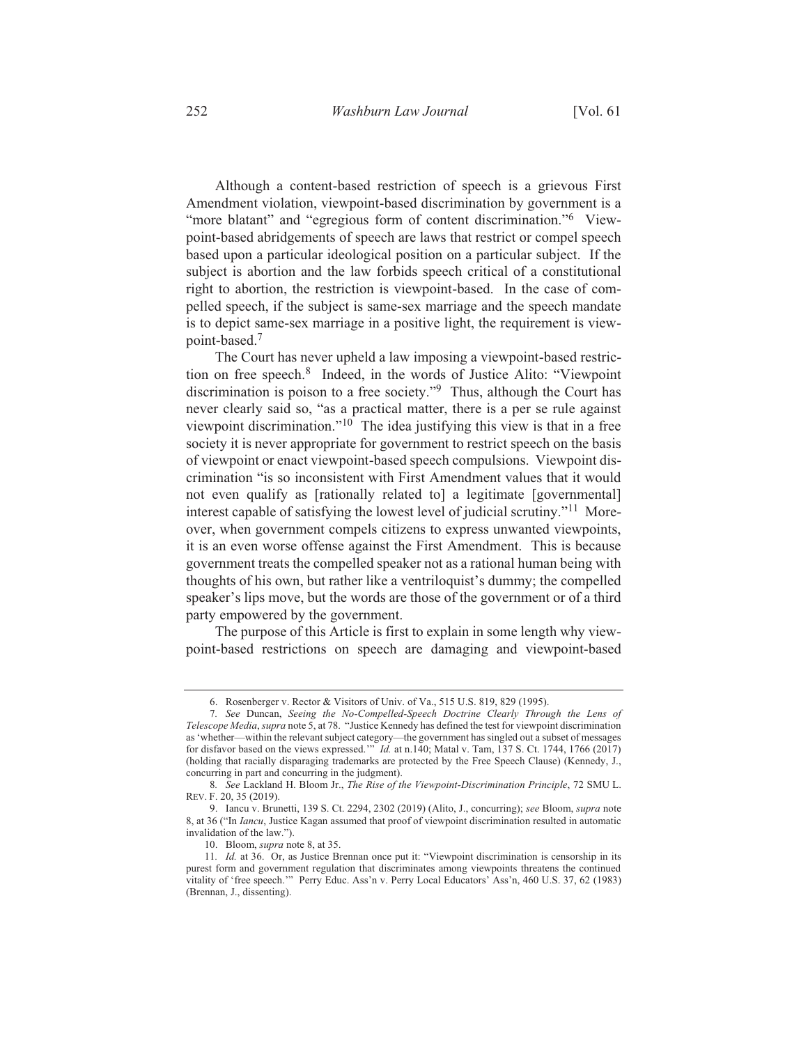Although a content-based restriction of speech is a grievous First Amendment violation, viewpoint-based discrimination by government is a "more blatant" and "egregious form of content discrimination."[6] Viewpoint-based abridgements of speech are laws that restrict or compel speech based upon a particular ideological position on a particular subject. If the subject is abortion and the law forbids speech critical of a constitutional right to abortion, the restriction is viewpoint-based. In the case of compelled speech, if the subject is same-sex marriage and the speech mandate is to depict same-sex marriage in a positive light, the requirement is viewpoint-based.[7]

The Court has never upheld a law imposing a viewpoint-based restriction on free speech.[8] Indeed, in the words of Justice Alito: "Viewpoint discrimination is poison to a free society."[9] Thus, although the Court has never clearly said so, "as a practical matter, there is a per se rule against viewpoint discrimination."[10] The idea justifying this view is that in a free society it is never appropriate for government to restrict speech on the basis of viewpoint or enact viewpoint-based speech compulsions. Viewpoint discrimination "is so inconsistent with First Amendment values that it would not even qualify as [rationally related to] a legitimate [governmental] interest capable of satisfying the lowest level of judicial scrutiny."[11] Moreover, when government compels citizens to express unwanted viewpoints, it is an even worse offense against the First Amendment. This is because government treats the compelled speaker not as a rational human being with thoughts of his own, but rather like a ventriloquist's dummy; the compelled speaker's lips move, but the words are those of the government or of a third party empowered by the government.

The purpose of this Article is first to explain in some length why viewpoint-based restrictions on speech are damaging and viewpoint-based

---

6. Rosenberger v. Rector & Visitors of Univ. of Va., 515 U.S. 819, 829 (1995).

7. *See* Duncan, *Seeing the No-Compelled-Speech Doctrine Clearly Through the Lens of Telescope Media*, *supra* note 5, at 78. "Justice Kennedy has defined the test for viewpoint discrimination as 'whether—within the relevant subject category—the government has singled out a subset of messages for disfavor based on the views expressed.'" *Id.* at n.140; Matal v. Tam, 137 S. Ct. 1744, 1766 (2017) (holding that racially disparaging trademarks are protected by the Free Speech Clause) (Kennedy, J., concurring in part and concurring in the judgment).

8. *See* Lackland H. Bloom Jr., *The Rise of the Viewpoint-Discrimination Principle*, 72 SMU L. REV. F. 20, 35 (2019).

9. Iancu v. Brunetti, 139 S. Ct. 2294, 2302 (2019) (Alito, J., concurring); *see* Bloom, *supra* note 8, at 36 ("In *Iancu*, Justice Kagan assumed that proof of viewpoint discrimination resulted in automatic invalidation of the law.").

10. Bloom, *supra* note 8, at 35.

11. *Id.* at 36. Or, as Justice Brennan once put it: "Viewpoint discrimination is censorship in its purest form and government regulation that discriminates among viewpoints threatens the continued vitality of 'free speech.'" Perry Educ. Ass'n v. Perry Local Educators' Ass'n, 460 U.S. 37, 62 (1983) (Brennan, J., dissenting).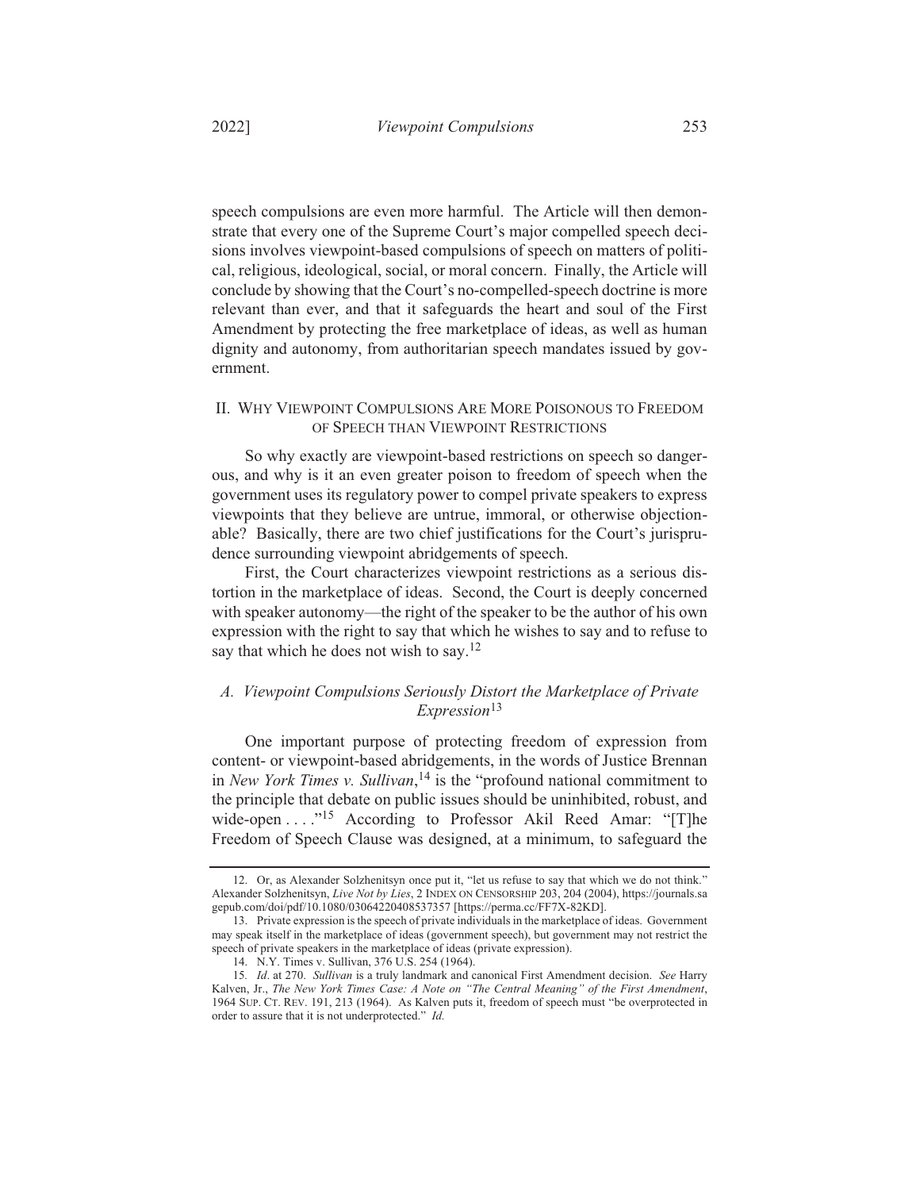speech compulsions are even more harmful. The Article will then demonstrate that every one of the Supreme Court's major compelled speech decisions involves viewpoint-based compulsions of speech on matters of political, religious, ideological, social, or moral concern. Finally, the Article will conclude by showing that the Court's no-compelled-speech doctrine is more relevant than ever, and that it safeguards the heart and soul of the First Amendment by protecting the free marketplace of ideas, as well as human dignity and autonomy, from authoritarian speech mandates issued by government.

## II. Why Viewpoint Compulsions Are More Poisonous to Freedom of Speech than Viewpoint Restrictions

So why exactly are viewpoint-based restrictions on speech so dangerous, and why is it an even greater poison to freedom of speech when the government uses its regulatory power to compel private speakers to express viewpoints that they believe are untrue, immoral, or otherwise objectionable? Basically, there are two chief justifications for the Court's jurisprudence surrounding viewpoint abridgements of speech.

First, the Court characterizes viewpoint restrictions as a serious distortion in the marketplace of ideas. Second, the Court is deeply concerned with speaker autonomy—the right of the speaker to be the author of his own expression with the right to say that which he wishes to say and to refuse to say that which he does not wish to say.[12]

### *A. Viewpoint Compulsions Seriously Distort the Marketplace of Private Expression*[13]

One important purpose of protecting freedom of expression from content- or viewpoint-based abridgements, in the words of Justice Brennan in *New York Times v. Sullivan*,[14] is the "profound national commitment to the principle that debate on public issues should be uninhibited, robust, and wide-open . . . ."[15] According to Professor Akil Reed Amar: "[T]he Freedom of Speech Clause was designed, at a minimum, to safeguard the

---

12. Or, as Alexander Solzhenitsyn once put it, "let us refuse to say that which we do not think." Alexander Solzhenitsyn, *Live Not by Lies*, 2 Index on Censorship 203, 204 (2004), https://journals.sagepub.com/doi/pdf/10.1080/03064220408537357 [https://perma.cc/FF7X-82KD].

13. Private expression is the speech of private individuals in the marketplace of ideas. Government may speak itself in the marketplace of ideas (government speech), but government may not restrict the speech of private speakers in the marketplace of ideas (private expression).

14. N.Y. Times v. Sullivan, 376 U.S. 254 (1964).

15. *Id*. at 270. *Sullivan* is a truly landmark and canonical First Amendment decision. *See* Harry Kalven, Jr., *The New York Times Case: A Note on "The Central Meaning" of the First Amendment*, 1964 Sup. Ct. Rev. 191, 213 (1964). As Kalven puts it, freedom of speech must "be overprotected in order to assure that it is not underprotected." *Id.*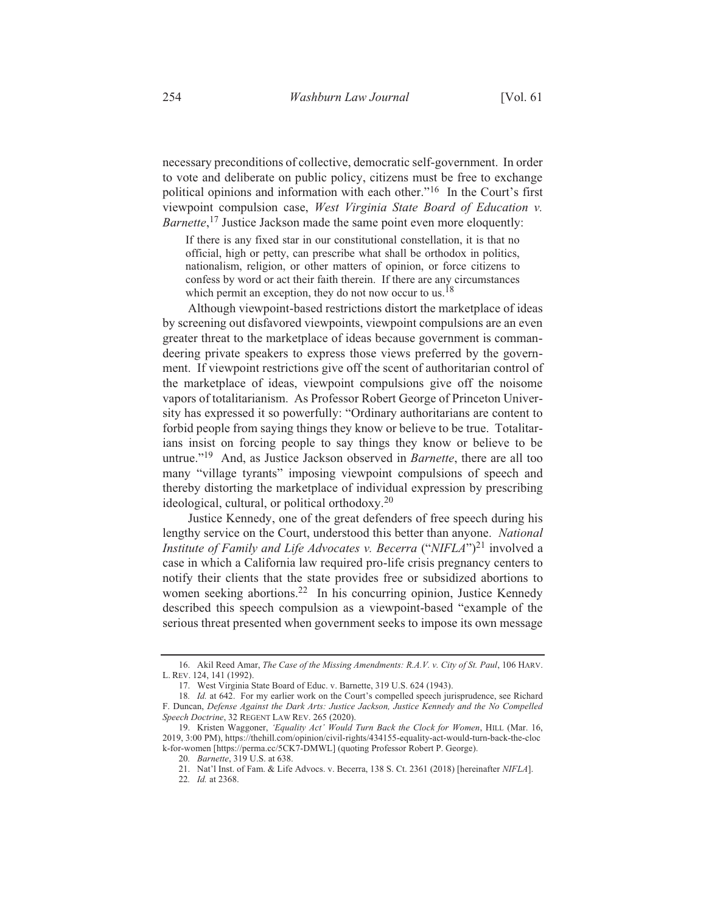necessary preconditions of collective, democratic self-government. In order to vote and deliberate on public policy, citizens must be free to exchange political opinions and information with each other."[16] In the Court's first viewpoint compulsion case, *West Virginia State Board of Education v. Barnette*,[17] Justice Jackson made the same point even more eloquently:

> If there is any fixed star in our constitutional constellation, it is that no official, high or petty, can prescribe what shall be orthodox in politics, nationalism, religion, or other matters of opinion, or force citizens to confess by word or act their faith therein. If there are any circumstances which permit an exception, they do not now occur to us.[18]

Although viewpoint-based restrictions distort the marketplace of ideas by screening out disfavored viewpoints, viewpoint compulsions are an even greater threat to the marketplace of ideas because government is commandeering private speakers to express those views preferred by the government. If viewpoint restrictions give off the scent of authoritarian control of the marketplace of ideas, viewpoint compulsions give off the noisome vapors of totalitarianism. As Professor Robert George of Princeton University has expressed it so powerfully: "Ordinary authoritarians are content to forbid people from saying things they know or believe to be true. Totalitarians insist on forcing people to say things they know or believe to be untrue."[19] And, as Justice Jackson observed in *Barnette*, there are all too many "village tyrants" imposing viewpoint compulsions of speech and thereby distorting the marketplace of individual expression by prescribing ideological, cultural, or political orthodoxy.[20]

Justice Kennedy, one of the great defenders of free speech during his lengthy service on the Court, understood this better than anyone. *National Institute of Family and Life Advocates v. Becerra* ("*NIFLA*")[21] involved a case in which a California law required pro-life crisis pregnancy centers to notify their clients that the state provides free or subsidized abortions to women seeking abortions.[22] In his concurring opinion, Justice Kennedy described this speech compulsion as a viewpoint-based "example of the serious threat presented when government seeks to impose its own message

---

16. Akil Reed Amar, *The Case of the Missing Amendments: R.A.V. v. City of St. Paul*, 106 HARV. L. REV. 124, 141 (1992).

17. West Virginia State Board of Educ. v. Barnette, 319 U.S. 624 (1943).

18. *Id.* at 642. For my earlier work on the Court's compelled speech jurisprudence, see Richard F. Duncan, *Defense Against the Dark Arts: Justice Jackson, Justice Kennedy and the No Compelled Speech Doctrine*, 32 REGENT LAW REV. 265 (2020).

19. Kristen Waggoner, *'Equality Act' Would Turn Back the Clock for Women*, HILL (Mar. 16, 2019, 3:00 PM), https://thehill.com/opinion/civil-rights/434155-equality-act-would-turn-back-the-clock-for-women [https://perma.cc/5CK7-DMWL] (quoting Professor Robert P. George).

20. *Barnette*, 319 U.S. at 638.

21. Nat'l Inst. of Fam. & Life Advocs. v. Becerra, 138 S. Ct. 2361 (2018) [hereinafter *NIFLA*].

22. *Id.* at 2368.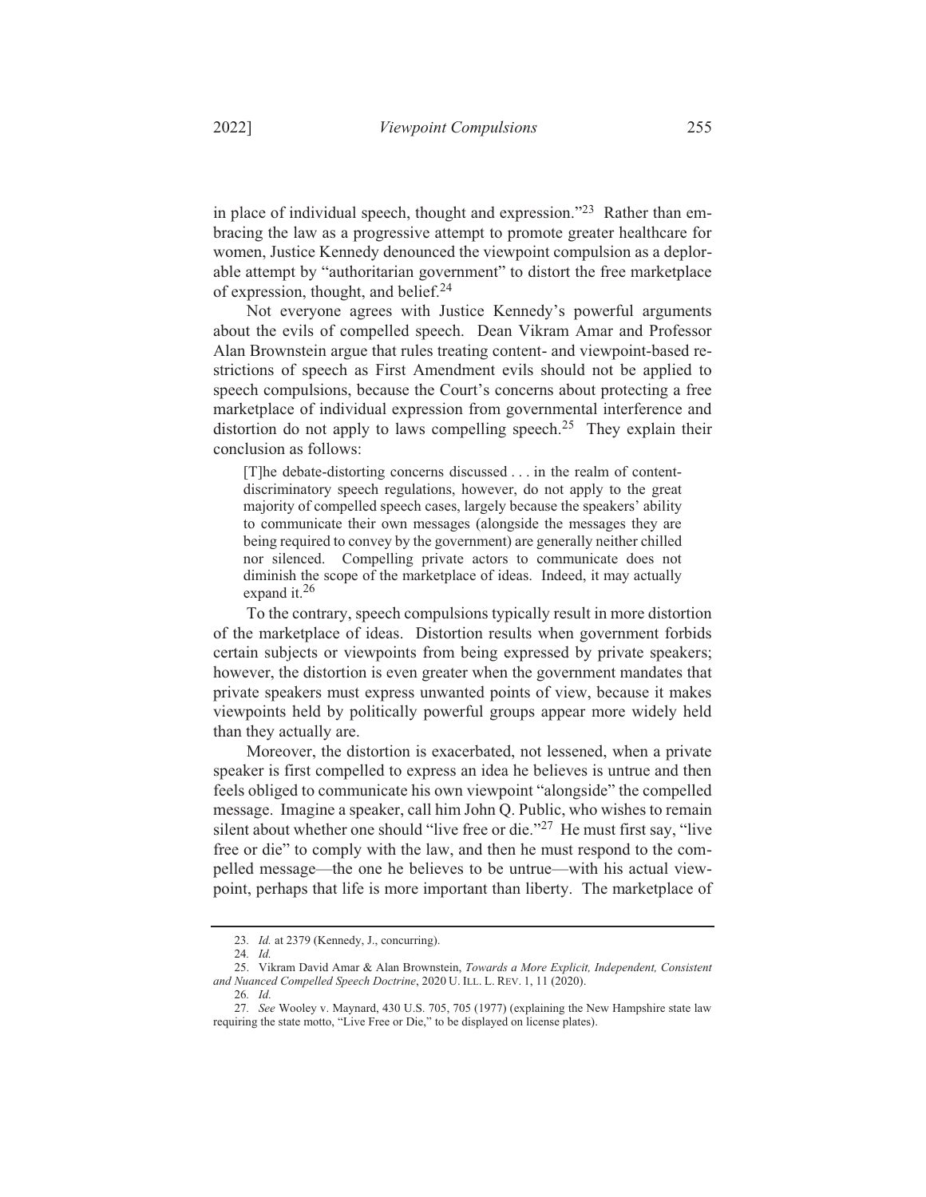in place of individual speech, thought and expression."[23] Rather than embracing the law as a progressive attempt to promote greater healthcare for women, Justice Kennedy denounced the viewpoint compulsion as a deplorable attempt by "authoritarian government" to distort the free marketplace of expression, thought, and belief.[24]

Not everyone agrees with Justice Kennedy's powerful arguments about the evils of compelled speech. Dean Vikram Amar and Professor Alan Brownstein argue that rules treating content- and viewpoint-based restrictions of speech as First Amendment evils should not be applied to speech compulsions, because the Court's concerns about protecting a free marketplace of individual expression from governmental interference and distortion do not apply to laws compelling speech.[25] They explain their conclusion as follows:

> [T]he debate-distorting concerns discussed . . . in the realm of content-discriminatory speech regulations, however, do not apply to the great majority of compelled speech cases, largely because the speakers' ability to communicate their own messages (alongside the messages they are being required to convey by the government) are generally neither chilled nor silenced. Compelling private actors to communicate does not diminish the scope of the marketplace of ideas. Indeed, it may actually expand it.[26]

To the contrary, speech compulsions typically result in more distortion of the marketplace of ideas. Distortion results when government forbids certain subjects or viewpoints from being expressed by private speakers; however, the distortion is even greater when the government mandates that private speakers must express unwanted points of view, because it makes viewpoints held by politically powerful groups appear more widely held than they actually are.

Moreover, the distortion is exacerbated, not lessened, when a private speaker is first compelled to express an idea he believes is untrue and then feels obliged to communicate his own viewpoint "alongside" the compelled message. Imagine a speaker, call him John Q. Public, who wishes to remain silent about whether one should "live free or die."[27] He must first say, "live free or die" to comply with the law, and then he must respond to the compelled message—the one he believes to be untrue—with his actual viewpoint, perhaps that life is more important than liberty. The marketplace of

---

23. *Id.* at 2379 (Kennedy, J., concurring).

24. *Id.*

25. Vikram David Amar & Alan Brownstein, *Towards a More Explicit, Independent, Consistent and Nuanced Compelled Speech Doctrine*, 2020 U. ILL. L. REV. 1, 11 (2020).

26. *Id.*

27. *See* Wooley v. Maynard, 430 U.S. 705, 705 (1977) (explaining the New Hampshire state law requiring the state motto, "Live Free or Die," to be displayed on license plates).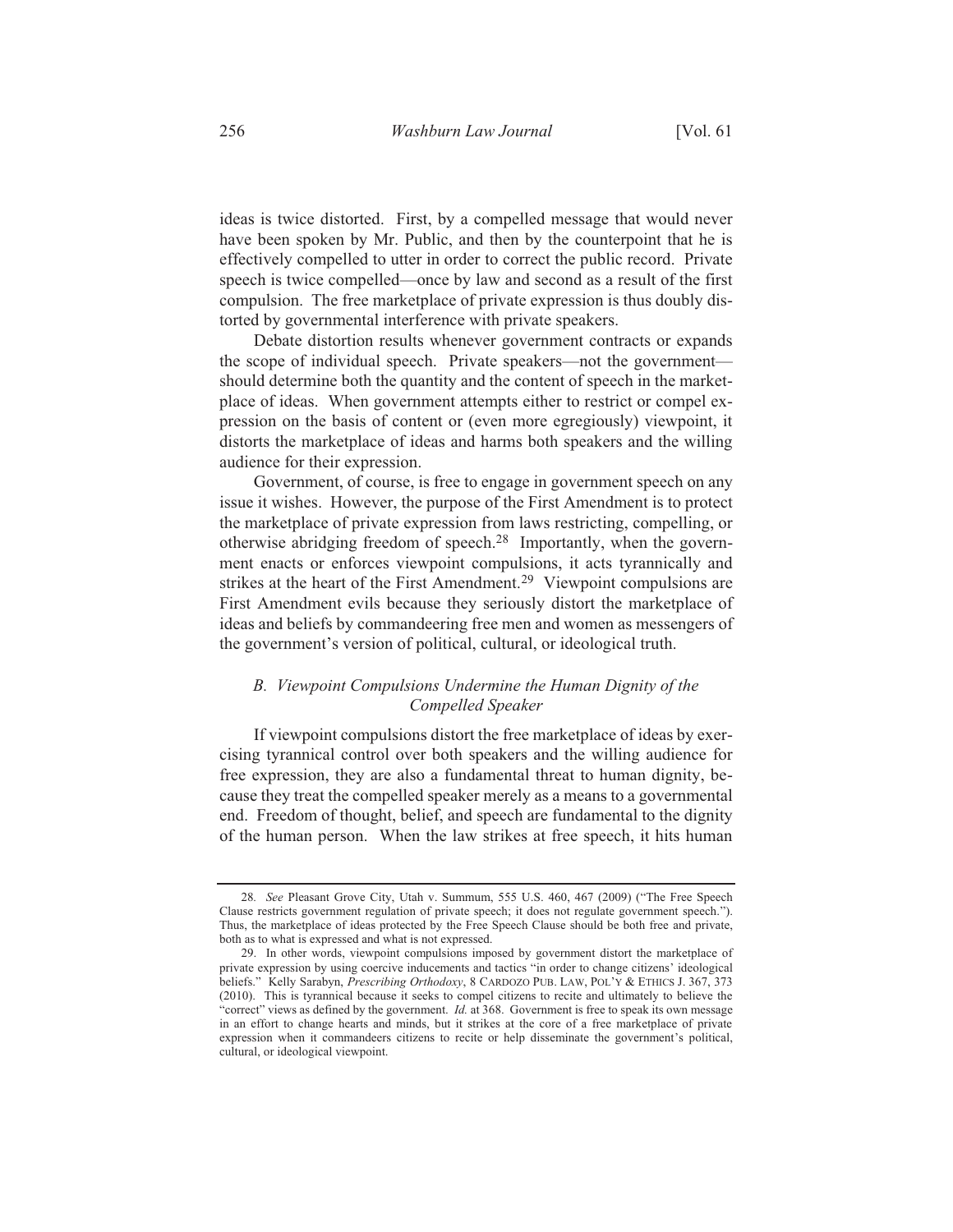ideas is twice distorted. First, by a compelled message that would never have been spoken by Mr. Public, and then by the counterpoint that he is effectively compelled to utter in order to correct the public record. Private speech is twice compelled—once by law and second as a result of the first compulsion. The free marketplace of private expression is thus doubly distorted by governmental interference with private speakers.

Debate distortion results whenever government contracts or expands the scope of individual speech. Private speakers—not the government—should determine both the quantity and the content of speech in the marketplace of ideas. When government attempts either to restrict or compel expression on the basis of content or (even more egregiously) viewpoint, it distorts the marketplace of ideas and harms both speakers and the willing audience for their expression.

Government, of course, is free to engage in government speech on any issue it wishes. However, the purpose of the First Amendment is to protect the marketplace of private expression from laws restricting, compelling, or otherwise abridging freedom of speech.[28] Importantly, when the government enacts or enforces viewpoint compulsions, it acts tyrannically and strikes at the heart of the First Amendment.[29] Viewpoint compulsions are First Amendment evils because they seriously distort the marketplace of ideas and beliefs by commandeering free men and women as messengers of the government's version of political, cultural, or ideological truth.

### *B. Viewpoint Compulsions Undermine the Human Dignity of the Compelled Speaker*

If viewpoint compulsions distort the free marketplace of ideas by exercising tyrannical control over both speakers and the willing audience for free expression, they are also a fundamental threat to human dignity, because they treat the compelled speaker merely as a means to a governmental end. Freedom of thought, belief, and speech are fundamental to the dignity of the human person. When the law strikes at free speech, it hits human

---

28. *See* Pleasant Grove City, Utah v. Summum, 555 U.S. 460, 467 (2009) ("The Free Speech Clause restricts government regulation of private speech; it does not regulate government speech."). Thus, the marketplace of ideas protected by the Free Speech Clause should be both free and private, both as to what is expressed and what is not expressed.

29. In other words, viewpoint compulsions imposed by government distort the marketplace of private expression by using coercive inducements and tactics "in order to change citizens' ideological beliefs." Kelly Sarabyn, *Prescribing Orthodoxy*, 8 CARDOZO PUB. LAW, POL'Y & ETHICS J. 367, 373 (2010). This is tyrannical because it seeks to compel citizens to recite and ultimately to believe the "correct" views as defined by the government. *Id.* at 368. Government is free to speak its own message in an effort to change hearts and minds, but it strikes at the core of a free marketplace of private expression when it commandeers citizens to recite or help disseminate the government's political, cultural, or ideological viewpoint.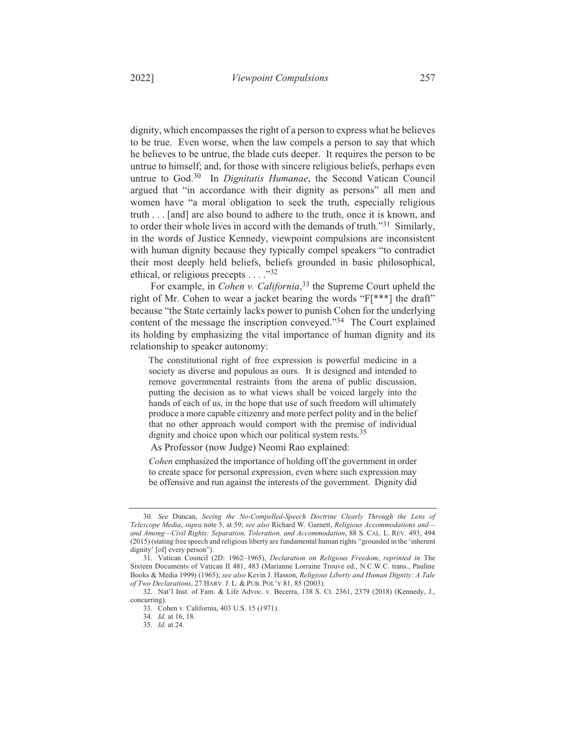dignity, which encompasses the right of a person to express what he believes to be true. Even worse, when the law compels a person to say that which he believes to be untrue, the blade cuts deeper. It requires the person to be untrue to himself; and, for those with sincere religious beliefs, perhaps even untrue to God.[30] In *Dignitatis Humanae*, the Second Vatican Council argued that "in accordance with their dignity as persons" all men and women have "a moral obligation to seek the truth, especially religious truth . . . [and] are also bound to adhere to the truth, once it is known, and to order their whole lives in accord with the demands of truth."[31] Similarly, in the words of Justice Kennedy, viewpoint compulsions are inconsistent with human dignity because they typically compel speakers "to contradict their most deeply held beliefs, beliefs grounded in basic philosophical, ethical, or religious precepts . . . ."[32]

For example, in *Cohen v. California*,[33] the Supreme Court upheld the right of Mr. Cohen to wear a jacket bearing the words "F[***] the draft" because "the State certainly lacks power to punish Cohen for the underlying content of the message the inscription conveyed."[34] The Court explained its holding by emphasizing the vital importance of human dignity and its relationship to speaker autonomy:

> The constitutional right of free expression is powerful medicine in a society as diverse and populous as ours. It is designed and intended to remove governmental restraints from the arena of public discussion, putting the decision as to what views shall be voiced largely into the hands of each of us, in the hope that use of such freedom will ultimately produce a more capable citizenry and more perfect polity and in the belief that no other approach would comport with the premise of individual dignity and choice upon which our political system rests.[35]

As Professor (now Judge) Neomi Rao explained:

> *Cohen* emphasized the importance of holding off the government in order to create space for personal expression, even where such expression may be offensive and run against the interests of the government. Dignity did

---

30. *See* Duncan, *Seeing the No-Compelled-Speech Doctrine Clearly Through the Lens of Telescope Media*, *supra* note 5, at 59; *see also* Richard W. Garnett, *Religious Accommodations and—and Among—Civil Rights: Separation, Toleration, and Accommodation*, 88 S. CAL. L. REV. 493, 494 (2015) (stating free speech and religious liberty are fundamental human rights "grounded in the 'inherent dignity' [of] every person").

31. Vatican Council (2D: 1962–1965), *Declaration on Religious Freedom*, *reprinted in* The Sixteen Documents of Vatican II 481, 483 (Marianne Lorraine Trouve ed., N.C.W.C. trans., Pauline Books & Media 1999) (1965); *see also* Kevin J. Hasson, *Religious Liberty and Human Dignity: A Tale of Two Declarations*, 27 HARV. J. L. & PUB. POL'Y 81, 85 (2003).

32. Nat'l Inst. of Fam. & Life Advoc. v. Becerra, 138 S. Ct. 2361, 2379 (2018) (Kennedy, J., concurring).

33. Cohen v. California, 403 U.S. 15 (1971).

34. *Id.* at 16, 18.

35. *Id.* at 24.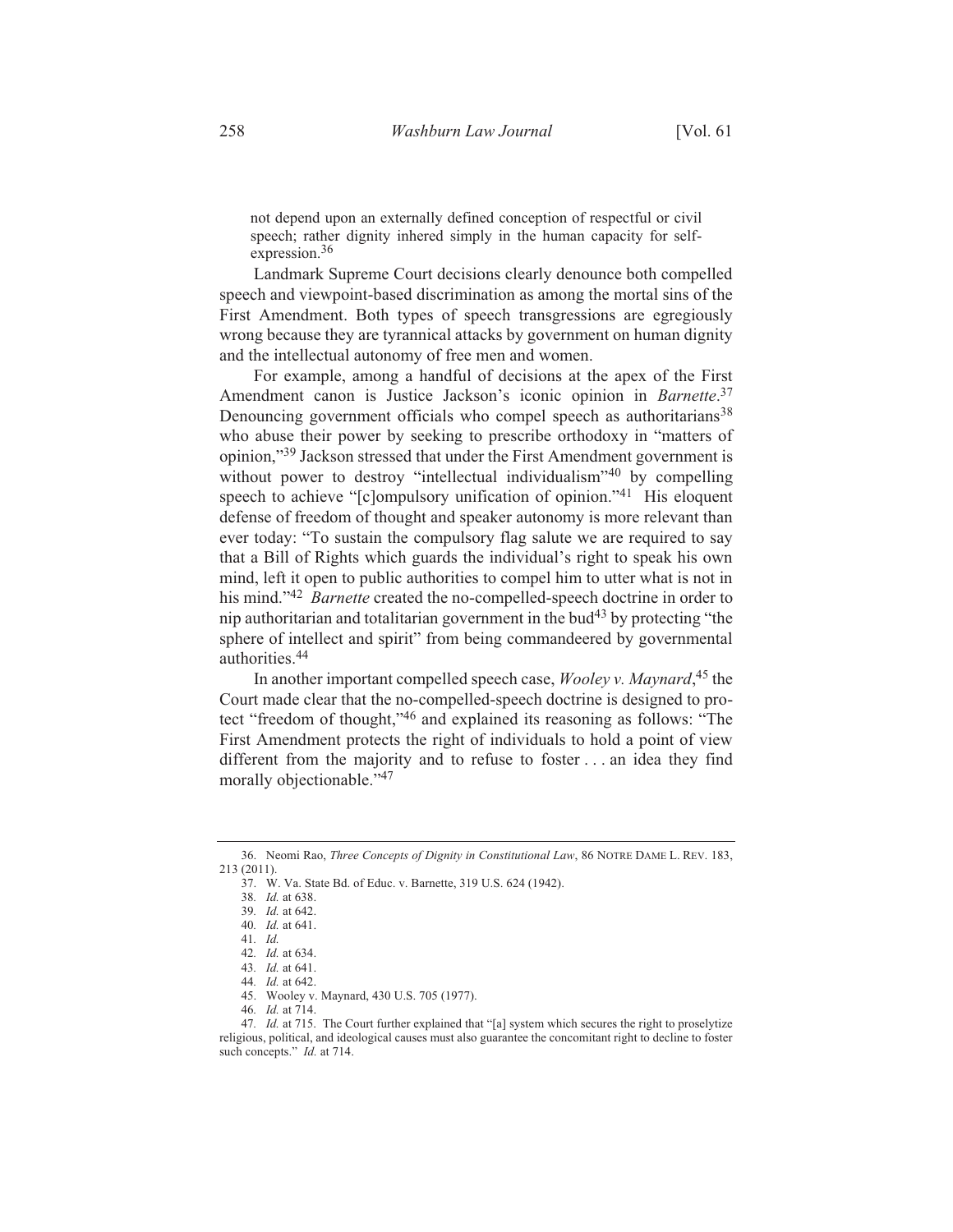not depend upon an externally defined conception of respectful or civil speech; rather dignity inhered simply in the human capacity for self-expression.[36]

Landmark Supreme Court decisions clearly denounce both compelled speech and viewpoint-based discrimination as among the mortal sins of the First Amendment. Both types of speech transgressions are egregiously wrong because they are tyrannical attacks by government on human dignity and the intellectual autonomy of free men and women.

For example, among a handful of decisions at the apex of the First Amendment canon is Justice Jackson's iconic opinion in *Barnette*.[37] Denouncing government officials who compel speech as authoritarians[38] who abuse their power by seeking to prescribe orthodoxy in "matters of opinion,"[39] Jackson stressed that under the First Amendment government is without power to destroy "intellectual individualism"[40] by compelling speech to achieve "[c]ompulsory unification of opinion."[41] His eloquent defense of freedom of thought and speaker autonomy is more relevant than ever today: "To sustain the compulsory flag salute we are required to say that a Bill of Rights which guards the individual's right to speak his own mind, left it open to public authorities to compel him to utter what is not in his mind."[42] *Barnette* created the no-compelled-speech doctrine in order to nip authoritarian and totalitarian government in the bud[43] by protecting "the sphere of intellect and spirit" from being commandeered by governmental authorities.[44]

In another important compelled speech case, *Wooley v. Maynard*,[45] the Court made clear that the no-compelled-speech doctrine is designed to protect "freedom of thought,"[46] and explained its reasoning as follows: "The First Amendment protects the right of individuals to hold a point of view different from the majority and to refuse to foster . . . an idea they find morally objectionable."[47]

---

36. Neomi Rao, *Three Concepts of Dignity in Constitutional Law*, 86 NOTRE DAME L. REV. 183, 213 (2011).

37. W. Va. State Bd. of Educ. v. Barnette, 319 U.S. 624 (1942).

38. *Id.* at 638.

39. *Id.* at 642.

40. *Id.* at 641.

41. *Id.*

42. *Id.* at 634.

43. *Id.* at 641.

44. *Id.* at 642.

45. Wooley v. Maynard, 430 U.S. 705 (1977).

46. *Id.* at 714.

47. *Id.* at 715. The Court further explained that "[a] system which secures the right to proselytize religious, political, and ideological causes must also guarantee the concomitant right to decline to foster such concepts." *Id.* at 714.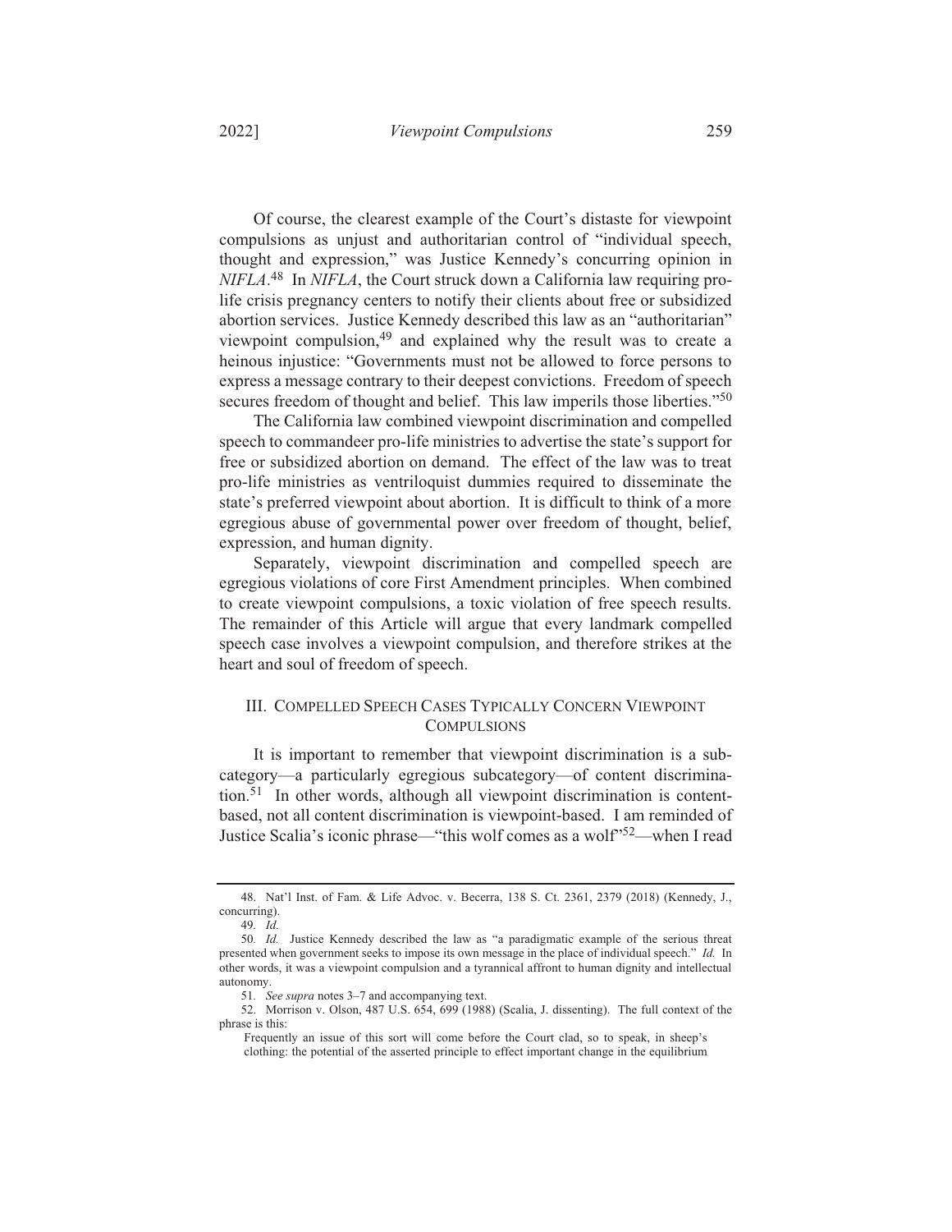Of course, the clearest example of the Court's distaste for viewpoint compulsions as unjust and authoritarian control of "individual speech, thought and expression," was Justice Kennedy's concurring opinion in *NIFLA*.[48] In *NIFLA*, the Court struck down a California law requiring pro-life crisis pregnancy centers to notify their clients about free or subsidized abortion services. Justice Kennedy described this law as an "authoritarian" viewpoint compulsion,[49] and explained why the result was to create a heinous injustice: "Governments must not be allowed to force persons to express a message contrary to their deepest convictions. Freedom of speech secures freedom of thought and belief. This law imperils those liberties."[50]

The California law combined viewpoint discrimination and compelled speech to commandeer pro-life ministries to advertise the state's support for free or subsidized abortion on demand. The effect of the law was to treat pro-life ministries as ventriloquist dummies required to disseminate the state's preferred viewpoint about abortion. It is difficult to think of a more egregious abuse of governmental power over freedom of thought, belief, expression, and human dignity.

Separately, viewpoint discrimination and compelled speech are egregious violations of core First Amendment principles. When combined to create viewpoint compulsions, a toxic violation of free speech results. The remainder of this Article will argue that every landmark compelled speech case involves a viewpoint compulsion, and therefore strikes at the heart and soul of freedom of speech.

## III. Compelled Speech Cases Typically Concern Viewpoint Compulsions

It is important to remember that viewpoint discrimination is a subcategory—a particularly egregious subcategory—of content discrimination.[51] In other words, although all viewpoint discrimination is content-based, not all content discrimination is viewpoint-based. I am reminded of Justice Scalia's iconic phrase—"this wolf comes as a wolf"[52]—when I read

---

48. Nat'l Inst. of Fam. & Life Advoc. v. Becerra, 138 S. Ct. 2361, 2379 (2018) (Kennedy, J., concurring).

49. *Id.*

50. *Id.* Justice Kennedy described the law as "a paradigmatic example of the serious threat presented when government seeks to impose its own message in the place of individual speech." *Id.* In other words, it was a viewpoint compulsion and a tyrannical affront to human dignity and intellectual autonomy.

51. *See supra* notes 3–7 and accompanying text.

52. Morrison v. Olson, 487 U.S. 654, 699 (1988) (Scalia, J. dissenting). The full context of the phrase is this:

> Frequently an issue of this sort will come before the Court clad, so to speak, in sheep's clothing: the potential of the asserted principle to effect important change in the equilibrium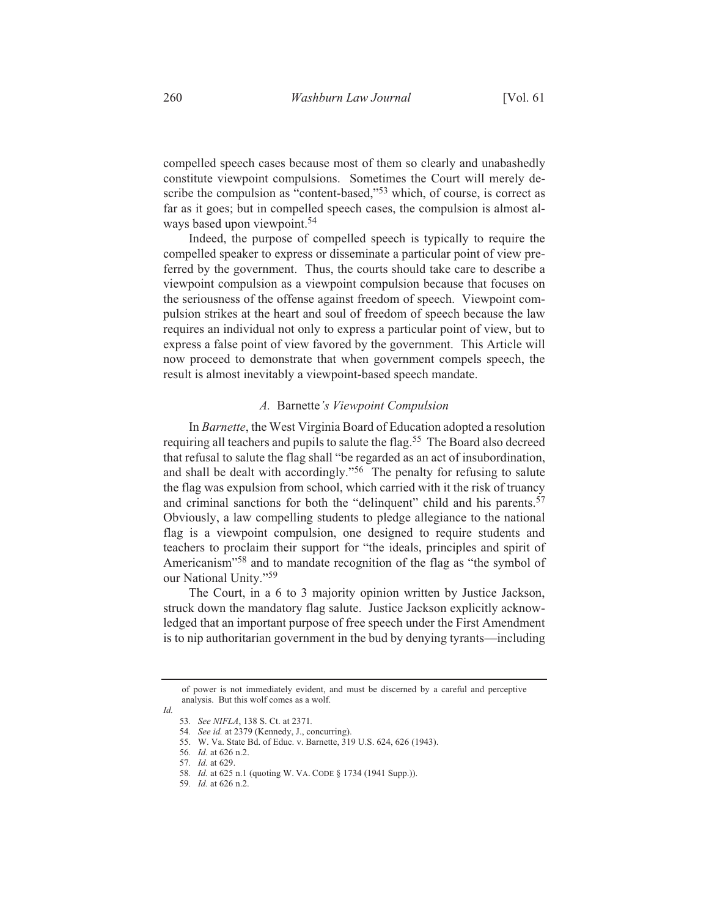compelled speech cases because most of them so clearly and unabashedly constitute viewpoint compulsions. Sometimes the Court will merely describe the compulsion as "content-based,"[53] which, of course, is correct as far as it goes; but in compelled speech cases, the compulsion is almost always based upon viewpoint.[54]

Indeed, the purpose of compelled speech is typically to require the compelled speaker to express or disseminate a particular point of view preferred by the government. Thus, the courts should take care to describe a viewpoint compulsion as a viewpoint compulsion because that focuses on the seriousness of the offense against freedom of speech. Viewpoint compulsion strikes at the heart and soul of freedom of speech because the law requires an individual not only to express a particular point of view, but to express a false point of view favored by the government. This Article will now proceed to demonstrate that when government compels speech, the result is almost inevitably a viewpoint-based speech mandate.

### *A.* Barnette*'s Viewpoint Compulsion*

In *Barnette*, the West Virginia Board of Education adopted a resolution requiring all teachers and pupils to salute the flag.[55] The Board also decreed that refusal to salute the flag shall "be regarded as an act of insubordination, and shall be dealt with accordingly."[56] The penalty for refusing to salute the flag was expulsion from school, which carried with it the risk of truancy and criminal sanctions for both the "delinquent" child and his parents.[57] Obviously, a law compelling students to pledge allegiance to the national flag is a viewpoint compulsion, one designed to require students and teachers to proclaim their support for "the ideals, principles and spirit of Americanism"[58] and to mandate recognition of the flag as "the symbol of our National Unity."[59]

The Court, in a 6 to 3 majority opinion written by Justice Jackson, struck down the mandatory flag salute. Justice Jackson explicitly acknowledged that an important purpose of free speech under the First Amendment is to nip authoritarian government in the bud by denying tyrants—including

---

of power is not immediately evident, and must be discerned by a careful and perceptive analysis. But this wolf comes as a wolf.

*Id.*

53. *See NIFLA*, 138 S. Ct. at 2371.

54. *See id.* at 2379 (Kennedy, J., concurring).

55. W. Va. State Bd. of Educ. v. Barnette, 319 U.S. 624, 626 (1943).

56. *Id.* at 626 n.2.

57. *Id.* at 629.

58. *Id.* at 625 n.1 (quoting W. VA. CODE § 1734 (1941 Supp.)).

59. *Id.* at 626 n.2.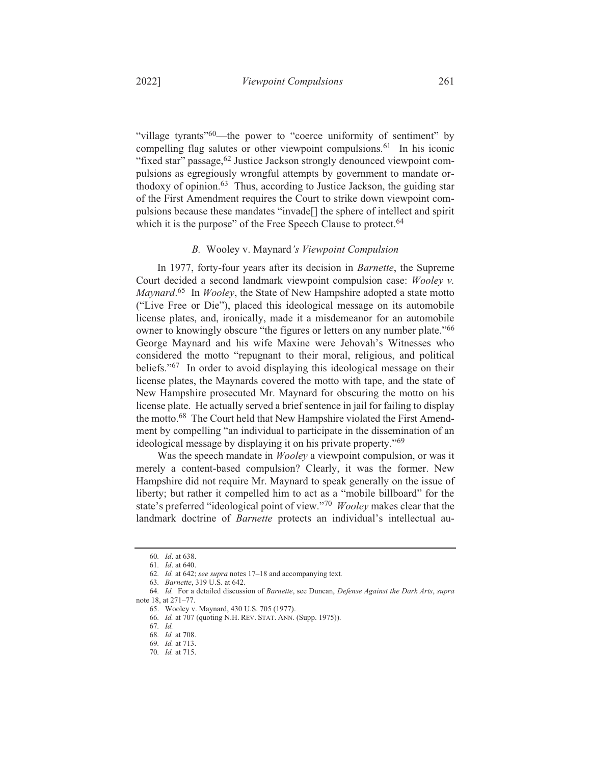"village tyrants"[60]—the power to "coerce uniformity of sentiment" by compelling flag salutes or other viewpoint compulsions.[61] In his iconic "fixed star" passage,[62] Justice Jackson strongly denounced viewpoint compulsions as egregiously wrongful attempts by government to mandate orthodoxy of opinion.[63] Thus, according to Justice Jackson, the guiding star of the First Amendment requires the Court to strike down viewpoint compulsions because these mandates "invade[] the sphere of intellect and spirit which it is the purpose" of the Free Speech Clause to protect.[64]

### *B.* Wooley v. Maynard*'s Viewpoint Compulsion*

In 1977, forty-four years after its decision in *Barnette*, the Supreme Court decided a second landmark viewpoint compulsion case: *Wooley v. Maynard*.[65] In *Wooley*, the State of New Hampshire adopted a state motto ("Live Free or Die"), placed this ideological message on its automobile license plates, and, ironically, made it a misdemeanor for an automobile owner to knowingly obscure "the figures or letters on any number plate."[66] George Maynard and his wife Maxine were Jehovah's Witnesses who considered the motto "repugnant to their moral, religious, and political beliefs."[67] In order to avoid displaying this ideological message on their license plates, the Maynards covered the motto with tape, and the state of New Hampshire prosecuted Mr. Maynard for obscuring the motto on his license plate. He actually served a brief sentence in jail for failing to display the motto.[68] The Court held that New Hampshire violated the First Amendment by compelling "an individual to participate in the dissemination of an ideological message by displaying it on his private property."[69]

Was the speech mandate in *Wooley* a viewpoint compulsion, or was it merely a content-based compulsion? Clearly, it was the former. New Hampshire did not require Mr. Maynard to speak generally on the issue of liberty; but rather it compelled him to act as a "mobile billboard" for the state's preferred "ideological point of view."[70] *Wooley* makes clear that the landmark doctrine of *Barnette* protects an individual's intellectual au-

---

60. *Id*. at 638.

61. *Id*. at 640.

62. *Id.* at 642; *see supra* notes 17–18 and accompanying text.

63. *Barnette*, 319 U.S. at 642.

64. *Id.* For a detailed discussion of *Barnette*, see Duncan, *Defense Against the Dark Arts*, *supra* note 18, at 271–77.

65. Wooley v. Maynard, 430 U.S. 705 (1977).

66. *Id.* at 707 (quoting N.H. REV. STAT. ANN. (Supp. 1975)).

67. *Id.*

68. *Id.* at 708.

69. *Id.* at 713.

70. *Id.* at 715.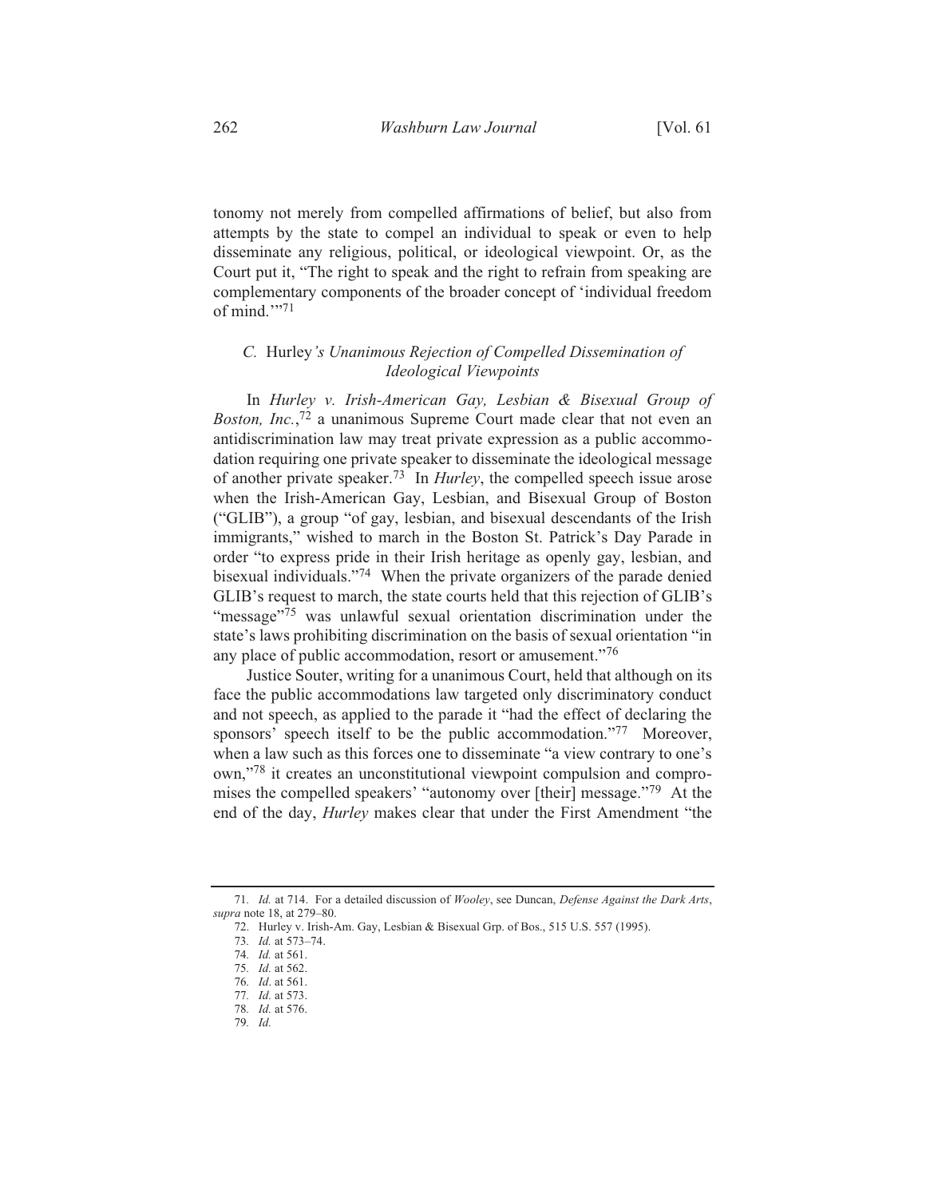tonomy not merely from compelled affirmations of belief, but also from attempts by the state to compel an individual to speak or even to help disseminate any religious, political, or ideological viewpoint. Or, as the Court put it, "The right to speak and the right to refrain from speaking are complementary components of the broader concept of 'individual freedom of mind.'"[71]

### *C.* Hurley*'s Unanimous Rejection of Compelled Dissemination of Ideological Viewpoints*

In *Hurley v. Irish-American Gay, Lesbian & Bisexual Group of Boston, Inc.*,[72] a unanimous Supreme Court made clear that not even an antidiscrimination law may treat private expression as a public accommodation requiring one private speaker to disseminate the ideological message of another private speaker.[73] In *Hurley*, the compelled speech issue arose when the Irish-American Gay, Lesbian, and Bisexual Group of Boston ("GLIB"), a group "of gay, lesbian, and bisexual descendants of the Irish immigrants," wished to march in the Boston St. Patrick's Day Parade in order "to express pride in their Irish heritage as openly gay, lesbian, and bisexual individuals."[74] When the private organizers of the parade denied GLIB's request to march, the state courts held that this rejection of GLIB's "message"[75] was unlawful sexual orientation discrimination under the state's laws prohibiting discrimination on the basis of sexual orientation "in any place of public accommodation, resort or amusement."[76]

Justice Souter, writing for a unanimous Court, held that although on its face the public accommodations law targeted only discriminatory conduct and not speech, as applied to the parade it "had the effect of declaring the sponsors' speech itself to be the public accommodation."[77] Moreover, when a law such as this forces one to disseminate "a view contrary to one's own,"[78] it creates an unconstitutional viewpoint compulsion and compromises the compelled speakers' "autonomy over [their] message."[79] At the end of the day, *Hurley* makes clear that under the First Amendment "the

---

71. *Id.* at 714. For a detailed discussion of *Wooley*, see Duncan, *Defense Against the Dark Arts*, *supra* note 18, at 279–80.

72. Hurley v. Irish-Am. Gay, Lesbian & Bisexual Grp. of Bos., 515 U.S. 557 (1995).

73. *Id.* at 573–74.

74. *Id.* at 561.

75. *Id.* at 562.

76. *Id*. at 561.

77. *Id.* at 573.

78. *Id.* at 576.

79. *Id.*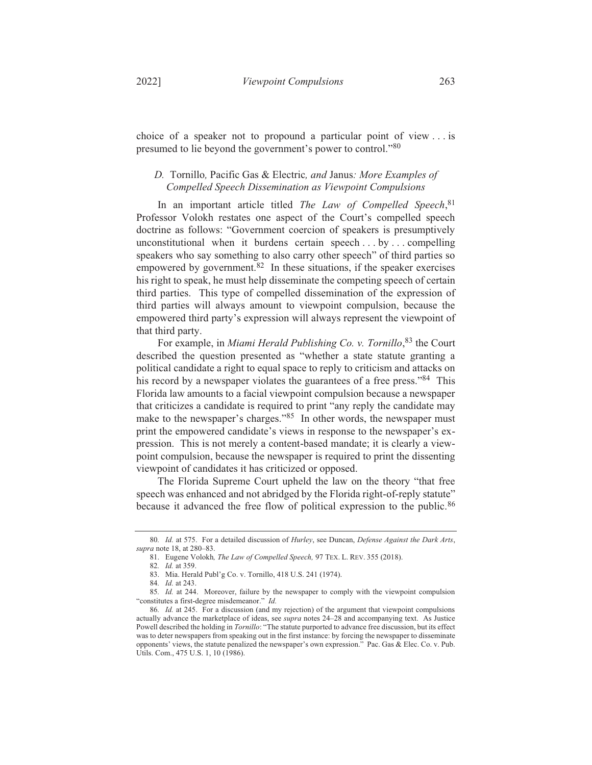choice of a speaker not to propound a particular point of view . . . is presumed to lie beyond the government's power to control."[80]

### *D.* Tornillo*,* Pacific Gas & Electric*, and* Janus*: More Examples of Compelled Speech Dissemination as Viewpoint Compulsions*

In an important article titled *The Law of Compelled Speech*,[81] Professor Volokh restates one aspect of the Court's compelled speech doctrine as follows: "Government coercion of speakers is presumptively unconstitutional when it burdens certain speech . . . by . . . compelling speakers who say something to also carry other speech" of third parties so empowered by government.[82] In these situations, if the speaker exercises his right to speak, he must help disseminate the competing speech of certain third parties. This type of compelled dissemination of the expression of third parties will always amount to viewpoint compulsion, because the empowered third party's expression will always represent the viewpoint of that third party.

For example, in *Miami Herald Publishing Co. v. Tornillo*,[83] the Court described the question presented as "whether a state statute granting a political candidate a right to equal space to reply to criticism and attacks on his record by a newspaper violates the guarantees of a free press."[84] This Florida law amounts to a facial viewpoint compulsion because a newspaper that criticizes a candidate is required to print "any reply the candidate may make to the newspaper's charges."[85] In other words, the newspaper must print the empowered candidate's views in response to the newspaper's expression. This is not merely a content-based mandate; it is clearly a viewpoint compulsion, because the newspaper is required to print the dissenting viewpoint of candidates it has criticized or opposed.

The Florida Supreme Court upheld the law on the theory "that free speech was enhanced and not abridged by the Florida right-of-reply statute" because it advanced the free flow of political expression to the public.[86]

---

80. *Id.* at 575. For a detailed discussion of *Hurley*, see Duncan, *Defense Against the Dark Arts*, *supra* note 18, at 280–83.

81. Eugene Volokh*, The Law of Compelled Speech,* 97 TEX. L. REV. 355 (2018).

82. *Id.* at 359.

83. Mia. Herald Publ'g Co. v. Tornillo, 418 U.S. 241 (1974).

84. *Id.* at 243.

85. *Id.* at 244. Moreover, failure by the newspaper to comply with the viewpoint compulsion "constitutes a first-degree misdemeanor." *Id.*

86. *Id.* at 245. For a discussion (and my rejection) of the argument that viewpoint compulsions actually advance the marketplace of ideas, see *supra* notes 24–28 and accompanying text. As Justice Powell described the holding in *Tornillo*: "The statute purported to advance free discussion, but its effect was to deter newspapers from speaking out in the first instance: by forcing the newspaper to disseminate opponents' views, the statute penalized the newspaper's own expression." Pac. Gas & Elec. Co. v. Pub. Utils. Com., 475 U.S. 1, 10 (1986).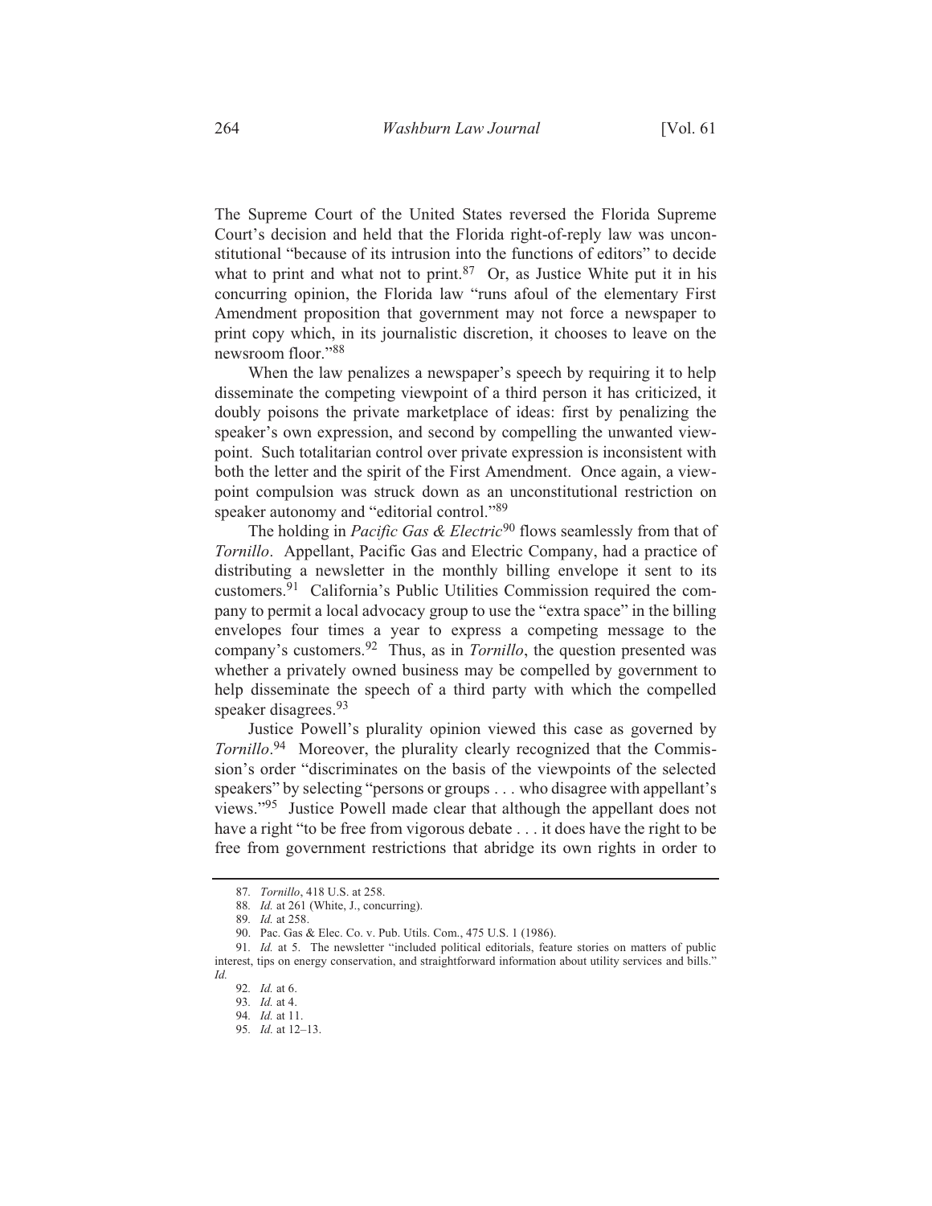The Supreme Court of the United States reversed the Florida Supreme Court's decision and held that the Florida right-of-reply law was unconstitutional "because of its intrusion into the functions of editors" to decide what to print and what not to print.[87] Or, as Justice White put it in his concurring opinion, the Florida law "runs afoul of the elementary First Amendment proposition that government may not force a newspaper to print copy which, in its journalistic discretion, it chooses to leave on the newsroom floor."[88]

When the law penalizes a newspaper's speech by requiring it to help disseminate the competing viewpoint of a third person it has criticized, it doubly poisons the private marketplace of ideas: first by penalizing the speaker's own expression, and second by compelling the unwanted viewpoint. Such totalitarian control over private expression is inconsistent with both the letter and the spirit of the First Amendment. Once again, a viewpoint compulsion was struck down as an unconstitutional restriction on speaker autonomy and "editorial control."[89]

The holding in *Pacific Gas & Electric*[90] flows seamlessly from that of *Tornillo*. Appellant, Pacific Gas and Electric Company, had a practice of distributing a newsletter in the monthly billing envelope it sent to its customers.[91] California's Public Utilities Commission required the company to permit a local advocacy group to use the "extra space" in the billing envelopes four times a year to express a competing message to the company's customers.[92] Thus, as in *Tornillo*, the question presented was whether a privately owned business may be compelled by government to help disseminate the speech of a third party with which the compelled speaker disagrees.[93]

Justice Powell's plurality opinion viewed this case as governed by *Tornillo*.[94] Moreover, the plurality clearly recognized that the Commission's order "discriminates on the basis of the viewpoints of the selected speakers" by selecting "persons or groups . . . who disagree with appellant's views."[95] Justice Powell made clear that although the appellant does not have a right "to be free from vigorous debate . . . it does have the right to be free from government restrictions that abridge its own rights in order to

---

87. *Tornillo*, 418 U.S. at 258.

88. *Id.* at 261 (White, J., concurring).

89. *Id.* at 258.

90. Pac. Gas & Elec. Co. v. Pub. Utils. Com., 475 U.S. 1 (1986).

91. *Id.* at 5. The newsletter "included political editorials, feature stories on matters of public interest, tips on energy conservation, and straightforward information about utility services and bills." *Id.*

92. *Id.* at 6.

93. *Id.* at 4.

94. *Id.* at 11.

95. *Id.* at 12–13.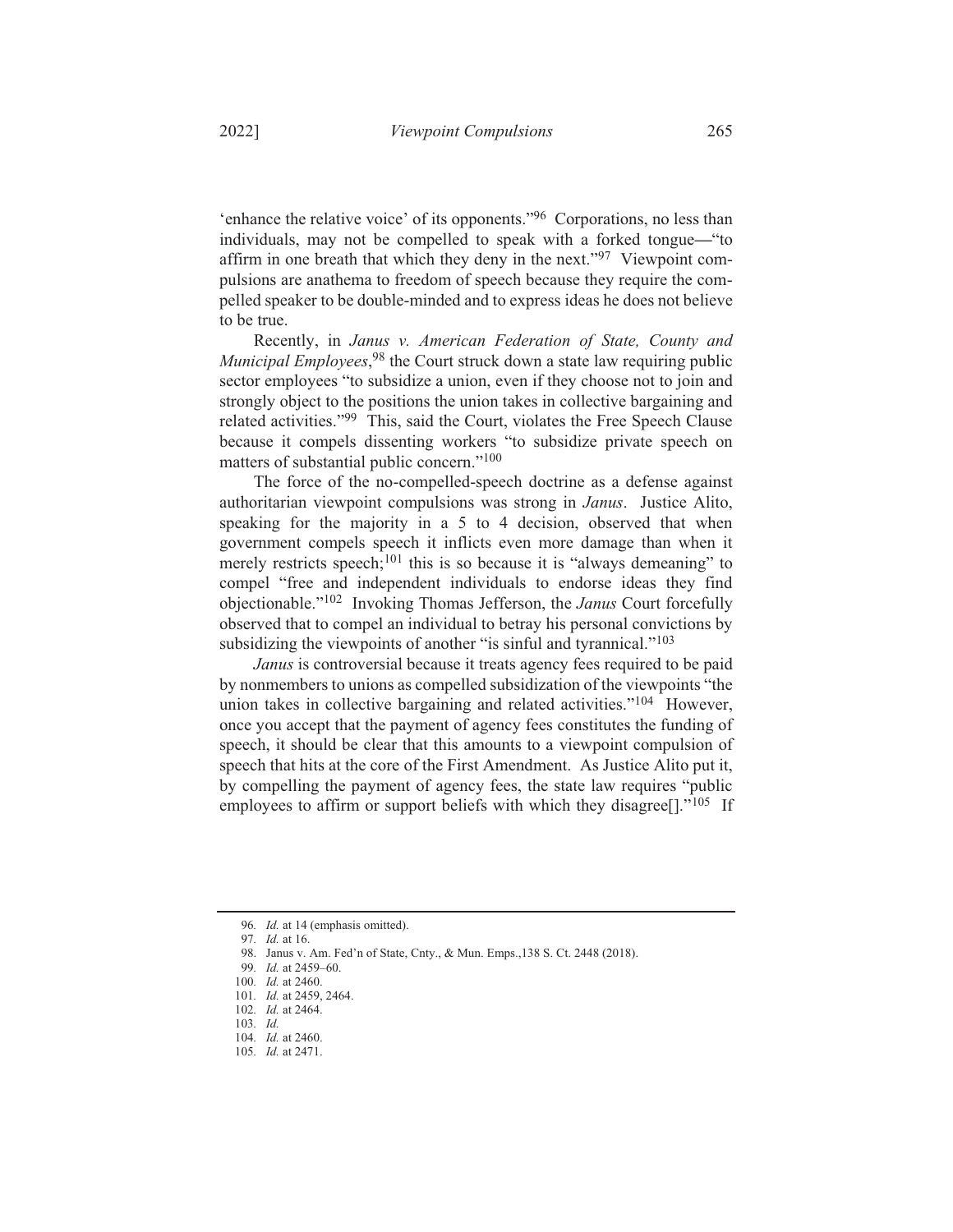'enhance the relative voice' of its opponents."[96] Corporations, no less than individuals, may not be compelled to speak with a forked tongue—"to affirm in one breath that which they deny in the next."[97] Viewpoint compulsions are anathema to freedom of speech because they require the compelled speaker to be double-minded and to express ideas he does not believe to be true.

Recently, in *Janus v. American Federation of State, County and Municipal Employees*,[98] the Court struck down a state law requiring public sector employees "to subsidize a union, even if they choose not to join and strongly object to the positions the union takes in collective bargaining and related activities."[99] This, said the Court, violates the Free Speech Clause because it compels dissenting workers "to subsidize private speech on matters of substantial public concern."[100]

The force of the no-compelled-speech doctrine as a defense against authoritarian viewpoint compulsions was strong in *Janus*. Justice Alito, speaking for the majority in a 5 to 4 decision, observed that when government compels speech it inflicts even more damage than when it merely restricts speech;[101] this is so because it is "always demeaning" to compel "free and independent individuals to endorse ideas they find objectionable."[102] Invoking Thomas Jefferson, the *Janus* Court forcefully observed that to compel an individual to betray his personal convictions by subsidizing the viewpoints of another "is sinful and tyrannical."[103]

*Janus* is controversial because it treats agency fees required to be paid by nonmembers to unions as compelled subsidization of the viewpoints "the union takes in collective bargaining and related activities."[104] However, once you accept that the payment of agency fees constitutes the funding of speech, it should be clear that this amounts to a viewpoint compulsion of speech that hits at the core of the First Amendment. As Justice Alito put it, by compelling the payment of agency fees, the state law requires "public employees to affirm or support beliefs with which they disagree[]."[105] If

---

96. *Id.* at 14 (emphasis omitted).

97. *Id.* at 16.

98. Janus v. Am. Fed'n of State, Cnty., & Mun. Emps.,138 S. Ct. 2448 (2018).

99. *Id.* at 2459–60.

100. *Id.* at 2460.

101. *Id.* at 2459, 2464.

102. *Id.* at 2464.

103. *Id.*

104. *Id.* at 2460.

105. *Id.* at 2471.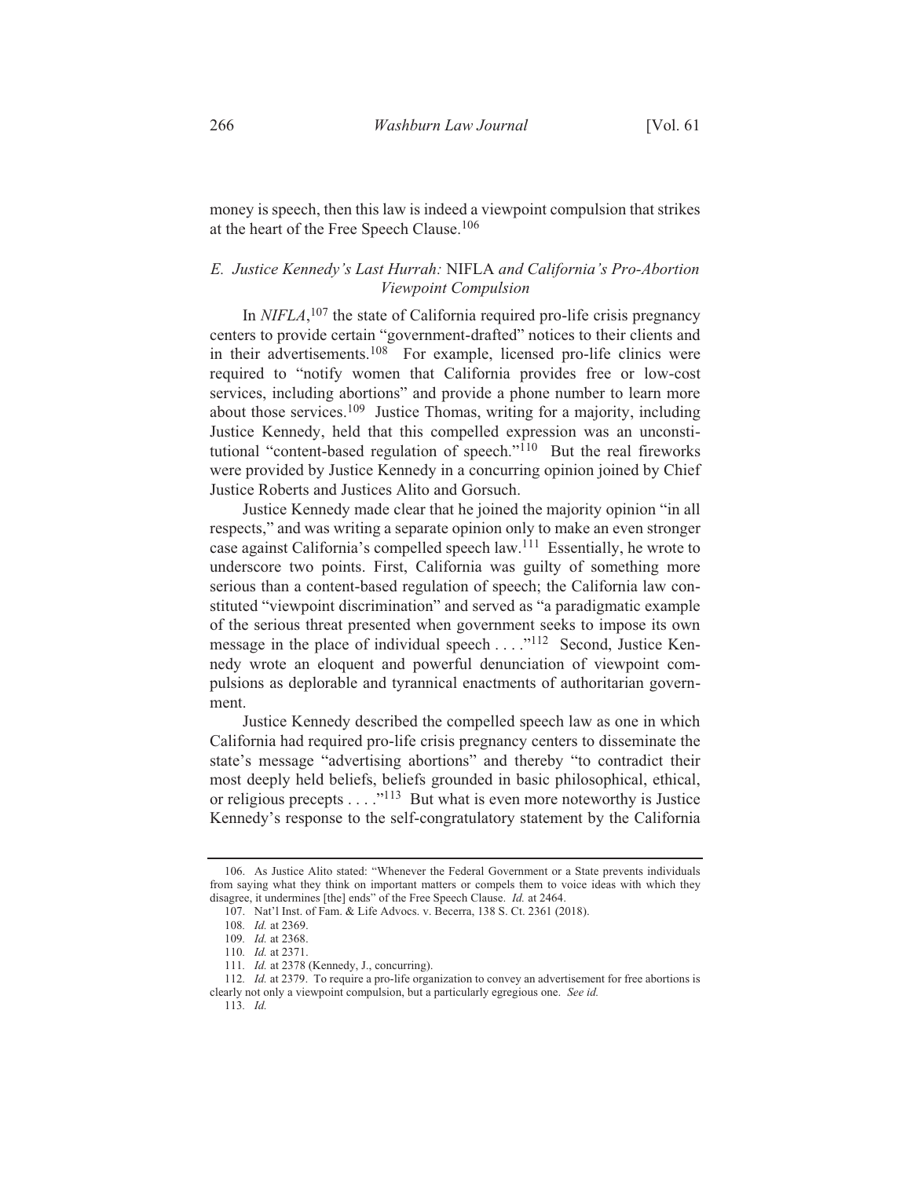money is speech, then this law is indeed a viewpoint compulsion that strikes at the heart of the Free Speech Clause.[106]

### *E. Justice Kennedy's Last Hurrah:* NIFLA *and California's Pro-Abortion Viewpoint Compulsion*

In *NIFLA*,[107] the state of California required pro-life crisis pregnancy centers to provide certain "government-drafted" notices to their clients and in their advertisements.[108] For example, licensed pro-life clinics were required to "notify women that California provides free or low-cost services, including abortions" and provide a phone number to learn more about those services.[109] Justice Thomas, writing for a majority, including Justice Kennedy, held that this compelled expression was an unconstitutional "content-based regulation of speech."[110] But the real fireworks were provided by Justice Kennedy in a concurring opinion joined by Chief Justice Roberts and Justices Alito and Gorsuch.

Justice Kennedy made clear that he joined the majority opinion "in all respects," and was writing a separate opinion only to make an even stronger case against California's compelled speech law.[111] Essentially, he wrote to underscore two points. First, California was guilty of something more serious than a content-based regulation of speech; the California law constituted "viewpoint discrimination" and served as "a paradigmatic example of the serious threat presented when government seeks to impose its own message in the place of individual speech . . . ."[112] Second, Justice Kennedy wrote an eloquent and powerful denunciation of viewpoint compulsions as deplorable and tyrannical enactments of authoritarian government.

Justice Kennedy described the compelled speech law as one in which California had required pro-life crisis pregnancy centers to disseminate the state's message "advertising abortions" and thereby "to contradict their most deeply held beliefs, beliefs grounded in basic philosophical, ethical, or religious precepts . . . ."[113] But what is even more noteworthy is Justice Kennedy's response to the self-congratulatory statement by the California

---

106. As Justice Alito stated: "Whenever the Federal Government or a State prevents individuals from saying what they think on important matters or compels them to voice ideas with which they disagree, it undermines [the] ends" of the Free Speech Clause. *Id.* at 2464.

107. Nat'l Inst. of Fam. & Life Advocs. v. Becerra, 138 S. Ct. 2361 (2018).

108. *Id.* at 2369.

109. *Id.* at 2368.

110. *Id.* at 2371.

111. *Id.* at 2378 (Kennedy, J., concurring).

112. *Id.* at 2379. To require a pro-life organization to convey an advertisement for free abortions is clearly not only a viewpoint compulsion, but a particularly egregious one. *See id.*

113. *Id.*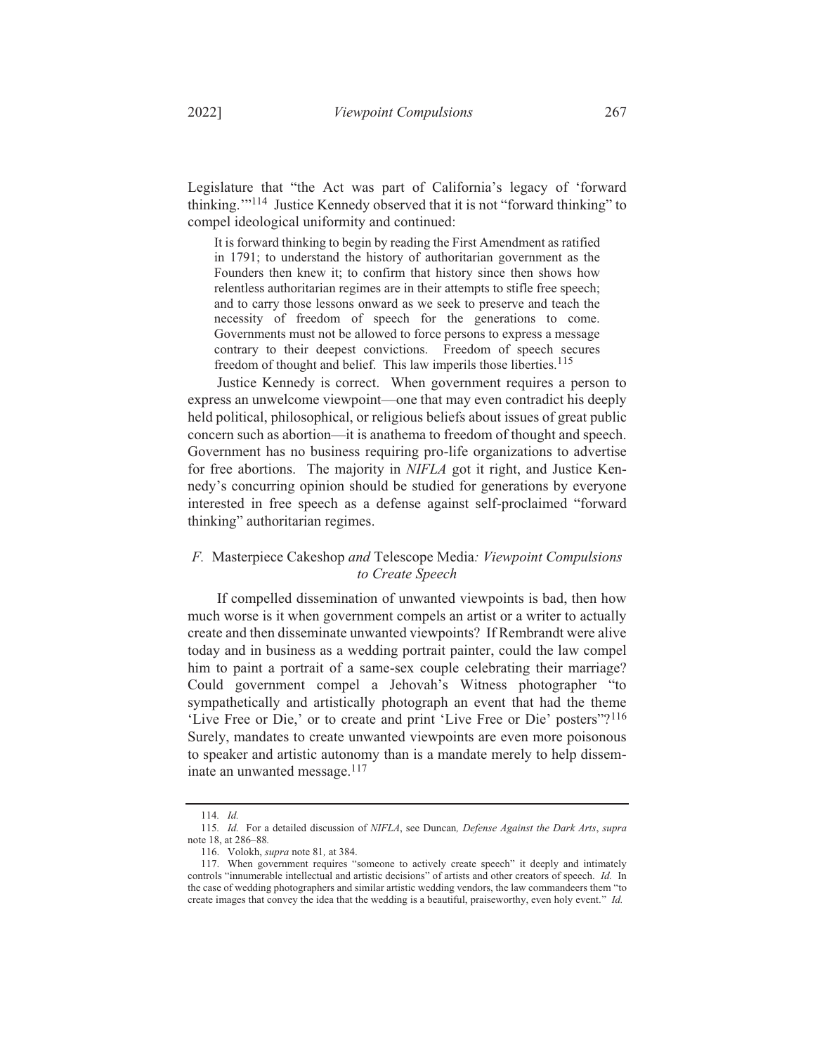Legislature that "the Act was part of California's legacy of 'forward thinking.'"[114] Justice Kennedy observed that it is not "forward thinking" to compel ideological uniformity and continued:

> It is forward thinking to begin by reading the First Amendment as ratified in 1791; to understand the history of authoritarian government as the Founders then knew it; to confirm that history since then shows how relentless authoritarian regimes are in their attempts to stifle free speech; and to carry those lessons onward as we seek to preserve and teach the necessity of freedom of speech for the generations to come. Governments must not be allowed to force persons to express a message contrary to their deepest convictions. Freedom of speech secures freedom of thought and belief. This law imperils those liberties.[115]

Justice Kennedy is correct. When government requires a person to express an unwelcome viewpoint—one that may even contradict his deeply held political, philosophical, or religious beliefs about issues of great public concern such as abortion—it is anathema to freedom of thought and speech. Government has no business requiring pro-life organizations to advertise for free abortions. The majority in *NIFLA* got it right, and Justice Kennedy's concurring opinion should be studied for generations by everyone interested in free speech as a defense against self-proclaimed "forward thinking" authoritarian regimes.

### *F.* Masterpiece Cakeshop *and* Telescope Media*: Viewpoint Compulsions to Create Speech*

If compelled dissemination of unwanted viewpoints is bad, then how much worse is it when government compels an artist or a writer to actually create and then disseminate unwanted viewpoints? If Rembrandt were alive today and in business as a wedding portrait painter, could the law compel him to paint a portrait of a same-sex couple celebrating their marriage? Could government compel a Jehovah's Witness photographer "to sympathetically and artistically photograph an event that had the theme 'Live Free or Die,' or to create and print 'Live Free or Die' posters"?[116] Surely, mandates to create unwanted viewpoints are even more poisonous to speaker and artistic autonomy than is a mandate merely to help disseminate an unwanted message.[117]

---

114. *Id.*

115. *Id.* For a detailed discussion of *NIFLA*, see Duncan*, Defense Against the Dark Arts*, *supra* note 18, at 286–88.

116. Volokh, *supra* note 81*,* at 384.

117. When government requires "someone to actively create speech" it deeply and intimately controls "innumerable intellectual and artistic decisions" of artists and other creators of speech. *Id.* In the case of wedding photographers and similar artistic wedding vendors, the law commandeers them "to create images that convey the idea that the wedding is a beautiful, praiseworthy, even holy event." *Id.*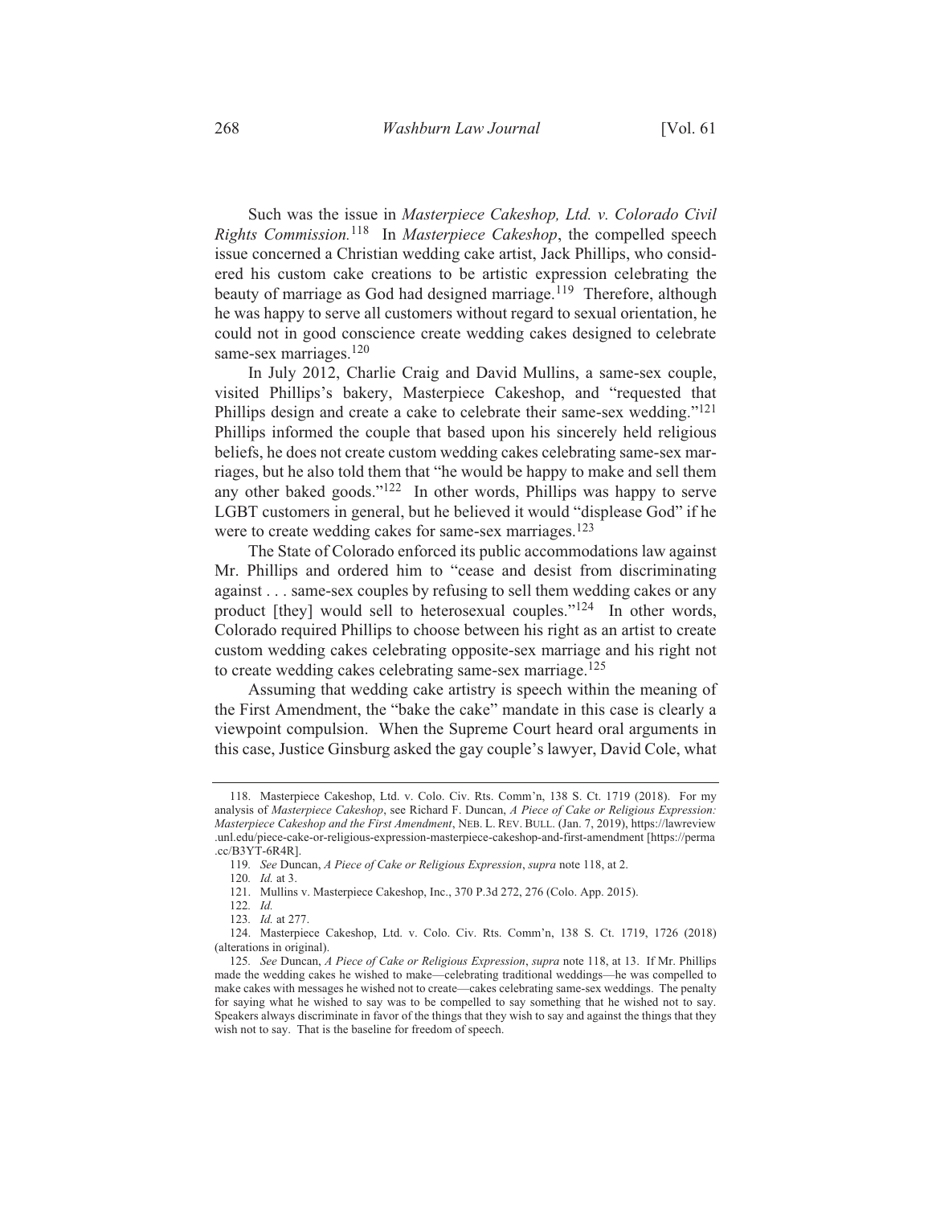Such was the issue in *Masterpiece Cakeshop, Ltd. v. Colorado Civil Rights Commission.*[118] In *Masterpiece Cakeshop*, the compelled speech issue concerned a Christian wedding cake artist, Jack Phillips, who considered his custom cake creations to be artistic expression celebrating the beauty of marriage as God had designed marriage.[119] Therefore, although he was happy to serve all customers without regard to sexual orientation, he could not in good conscience create wedding cakes designed to celebrate same-sex marriages.[120]

In July 2012, Charlie Craig and David Mullins, a same-sex couple, visited Phillips's bakery, Masterpiece Cakeshop, and "requested that Phillips design and create a cake to celebrate their same-sex wedding."[121] Phillips informed the couple that based upon his sincerely held religious beliefs, he does not create custom wedding cakes celebrating same-sex marriages, but he also told them that "he would be happy to make and sell them any other baked goods."[122] In other words, Phillips was happy to serve LGBT customers in general, but he believed it would "displease God" if he were to create wedding cakes for same-sex marriages.[123]

The State of Colorado enforced its public accommodations law against Mr. Phillips and ordered him to "cease and desist from discriminating against . . . same-sex couples by refusing to sell them wedding cakes or any product [they] would sell to heterosexual couples."[124] In other words, Colorado required Phillips to choose between his right as an artist to create custom wedding cakes celebrating opposite-sex marriage and his right not to create wedding cakes celebrating same-sex marriage.[125]

Assuming that wedding cake artistry is speech within the meaning of the First Amendment, the "bake the cake" mandate in this case is clearly a viewpoint compulsion. When the Supreme Court heard oral arguments in this case, Justice Ginsburg asked the gay couple's lawyer, David Cole, what

---

118. Masterpiece Cakeshop, Ltd. v. Colo. Civ. Rts. Comm'n, 138 S. Ct. 1719 (2018). For my analysis of *Masterpiece Cakeshop*, see Richard F. Duncan, *A Piece of Cake or Religious Expression: Masterpiece Cakeshop and the First Amendment*, NEB. L. REV. BULL. (Jan. 7, 2019), https://lawreview.unl.edu/piece-cake-or-religious-expression-masterpiece-cakeshop-and-first-amendment [https://perma.cc/B3YT-6R4R].

119. *See* Duncan, *A Piece of Cake or Religious Expression*, *supra* note 118, at 2.

120. *Id.* at 3.

121. Mullins v. Masterpiece Cakeshop, Inc., 370 P.3d 272, 276 (Colo. App. 2015).

122. *Id.*

123. *Id.* at 277.

124. Masterpiece Cakeshop, Ltd. v. Colo. Civ. Rts. Comm'n, 138 S. Ct. 1719, 1726 (2018) (alterations in original).

125. *See* Duncan, *A Piece of Cake or Religious Expression*, *supra* note 118, at 13. If Mr. Phillips made the wedding cakes he wished to make—celebrating traditional weddings—he was compelled to make cakes with messages he wished not to create—cakes celebrating same-sex weddings. The penalty for saying what he wished to say was to be compelled to say something that he wished not to say. Speakers always discriminate in favor of the things that they wish to say and against the things that they wish not to say. That is the baseline for freedom of speech.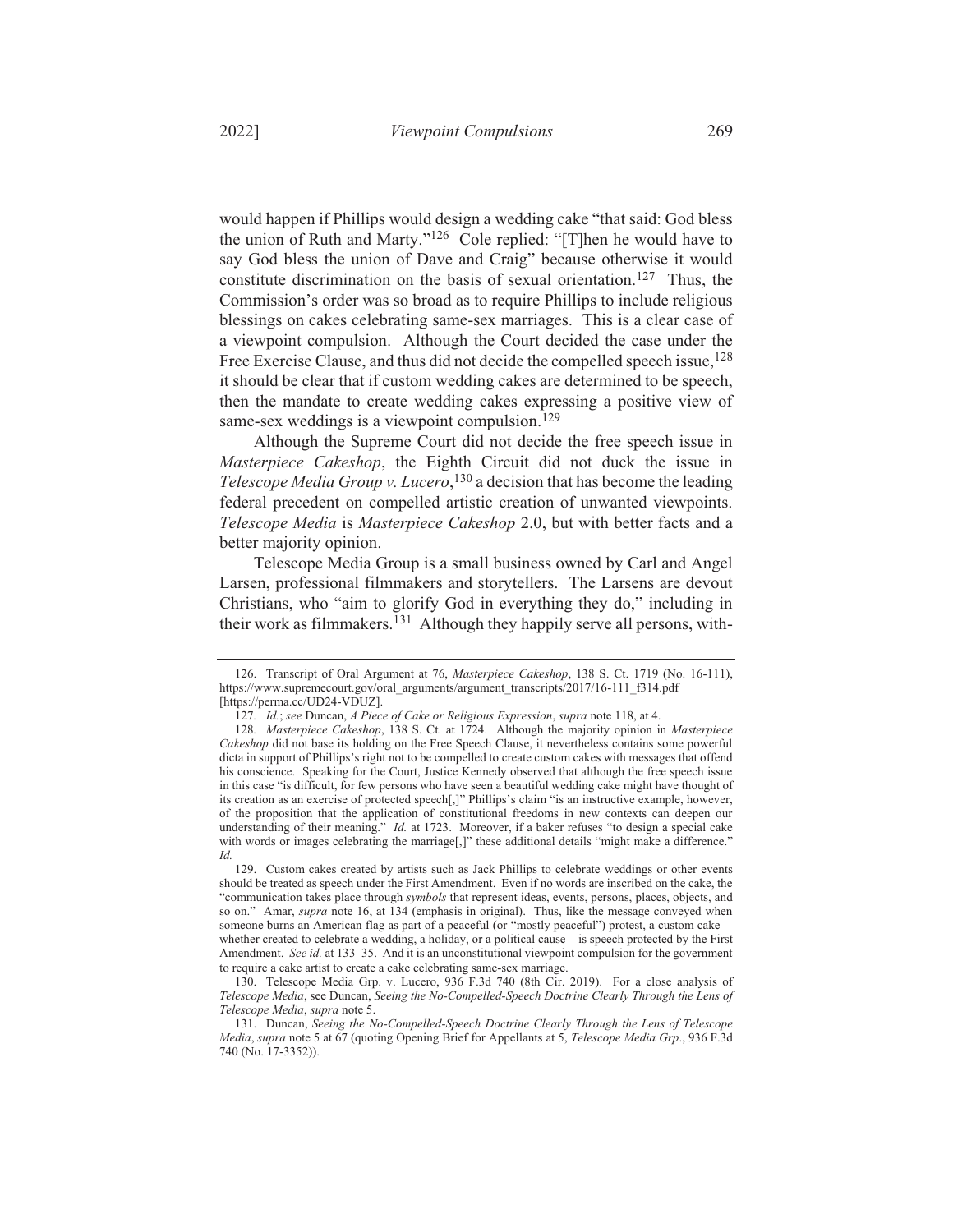would happen if Phillips would design a wedding cake "that said: God bless the union of Ruth and Marty."[126] Cole replied: "[T]hen he would have to say God bless the union of Dave and Craig" because otherwise it would constitute discrimination on the basis of sexual orientation.[127] Thus, the Commission's order was so broad as to require Phillips to include religious blessings on cakes celebrating same-sex marriages. This is a clear case of a viewpoint compulsion. Although the Court decided the case under the Free Exercise Clause, and thus did not decide the compelled speech issue,[128] it should be clear that if custom wedding cakes are determined to be speech, then the mandate to create wedding cakes expressing a positive view of same-sex weddings is a viewpoint compulsion.[129]

Although the Supreme Court did not decide the free speech issue in *Masterpiece Cakeshop*, the Eighth Circuit did not duck the issue in *Telescope Media Group v. Lucero*,[130] a decision that has become the leading federal precedent on compelled artistic creation of unwanted viewpoints. *Telescope Media* is *Masterpiece Cakeshop* 2.0, but with better facts and a better majority opinion.

Telescope Media Group is a small business owned by Carl and Angel Larsen, professional filmmakers and storytellers. The Larsens are devout Christians, who "aim to glorify God in everything they do," including in their work as filmmakers.[131] Although they happily serve all persons, with-

---

126. Transcript of Oral Argument at 76, *Masterpiece Cakeshop*, 138 S. Ct. 1719 (No. 16-111), https://www.supremecourt.gov/oral_arguments/argument_transcripts/2017/16-111_f314.pdf [https://perma.cc/UD24-VDUZ].

127. *Id.*; *see* Duncan, *A Piece of Cake or Religious Expression*, *supra* note 118, at 4.

128. *Masterpiece Cakeshop*, 138 S. Ct. at 1724. Although the majority opinion in *Masterpiece Cakeshop* did not base its holding on the Free Speech Clause, it nevertheless contains some powerful dicta in support of Phillips's right not to be compelled to create custom cakes with messages that offend his conscience. Speaking for the Court, Justice Kennedy observed that although the free speech issue in this case "is difficult, for few persons who have seen a beautiful wedding cake might have thought of its creation as an exercise of protected speech[,]" Phillips's claim "is an instructive example, however, of the proposition that the application of constitutional freedoms in new contexts can deepen our understanding of their meaning." *Id.* at 1723. Moreover, if a baker refuses "to design a special cake with words or images celebrating the marriage[,]" these additional details "might make a difference." *Id.*

129. Custom cakes created by artists such as Jack Phillips to celebrate weddings or other events should be treated as speech under the First Amendment. Even if no words are inscribed on the cake, the "communication takes place through *symbols* that represent ideas, events, persons, places, objects, and so on." Amar, *supra* note 16, at 134 (emphasis in original). Thus, like the message conveyed when someone burns an American flag as part of a peaceful (or "mostly peaceful") protest, a custom cake—whether created to celebrate a wedding, a holiday, or a political cause—is speech protected by the First Amendment. *See id.* at 133–35. And it is an unconstitutional viewpoint compulsion for the government to require a cake artist to create a cake celebrating same-sex marriage.

130. Telescope Media Grp. v. Lucero, 936 F.3d 740 (8th Cir. 2019). For a close analysis of *Telescope Media*, see Duncan, *Seeing the No-Compelled-Speech Doctrine Clearly Through the Lens of Telescope Media*, *supra* note 5.

131. Duncan, *Seeing the No-Compelled-Speech Doctrine Clearly Through the Lens of Telescope Media*, *supra* note 5 at 67 (quoting Opening Brief for Appellants at 5, *Telescope Media Grp*., 936 F.3d 740 (No. 17-3352)).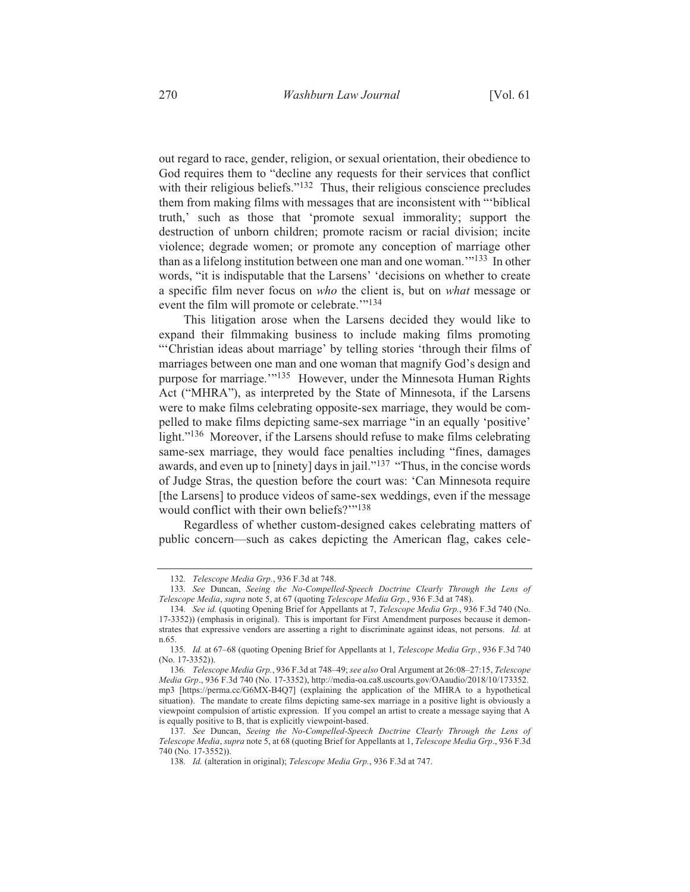out regard to race, gender, religion, or sexual orientation, their obedience to God requires them to "decline any requests for their services that conflict with their religious beliefs."[132] Thus, their religious conscience precludes them from making films with messages that are inconsistent with "'biblical truth,' such as those that 'promote sexual immorality; support the destruction of unborn children; promote racism or racial division; incite violence; degrade women; or promote any conception of marriage other than as a lifelong institution between one man and one woman.'"[133] In other words, "it is indisputable that the Larsens' 'decisions on whether to create a specific film never focus on *who* the client is, but on *what* message or event the film will promote or celebrate.'"[134]

This litigation arose when the Larsens decided they would like to expand their filmmaking business to include making films promoting "'Christian ideas about marriage' by telling stories 'through their films of marriages between one man and one woman that magnify God's design and purpose for marriage.'"[135] However, under the Minnesota Human Rights Act ("MHRA"), as interpreted by the State of Minnesota, if the Larsens were to make films celebrating opposite-sex marriage, they would be compelled to make films depicting same-sex marriage "in an equally 'positive' light."[136] Moreover, if the Larsens should refuse to make films celebrating same-sex marriage, they would face penalties including "fines, damages awards, and even up to [ninety] days in jail."[137] "Thus, in the concise words of Judge Stras, the question before the court was: 'Can Minnesota require [the Larsens] to produce videos of same-sex weddings, even if the message would conflict with their own beliefs?'"[138]

Regardless of whether custom-designed cakes celebrating matters of public concern—such as cakes depicting the American flag, cakes cele-

---

132. *Telescope Media Grp.*, 936 F.3d at 748.

133. *See* Duncan, *Seeing the No-Compelled-Speech Doctrine Clearly Through the Lens of Telescope Media*, *supra* note 5, at 67 (quoting *Telescope Media Grp.*, 936 F.3d at 748).

134. *See id.* (quoting Opening Brief for Appellants at 7, *Telescope Media Grp.*, 936 F.3d 740 (No. 17-3352)) (emphasis in original). This is important for First Amendment purposes because it demonstrates that expressive vendors are asserting a right to discriminate against ideas, not persons. *Id.* at n.65.

135. *Id.* at 67–68 (quoting Opening Brief for Appellants at 1, *Telescope Media Grp.*, 936 F.3d 740 (No. 17-3352)).

136. *Telescope Media Grp.*, 936 F.3d at 748–49; *see also* Oral Argument at 26:08–27:15, *Telescope Media Grp*., 936 F.3d 740 (No. 17-3352), http://media-oa.ca8.uscourts.gov/OAaudio/2018/10/173352.mp3 [https://perma.cc/G6MX-B4Q7] (explaining the application of the MHRA to a hypothetical situation). The mandate to create films depicting same-sex marriage in a positive light is obviously a viewpoint compulsion of artistic expression. If you compel an artist to create a message saying that A is equally positive to B, that is explicitly viewpoint-based.

137. *See* Duncan, *Seeing the No-Compelled-Speech Doctrine Clearly Through the Lens of Telescope Media*, *supra* note 5, at 68 (quoting Brief for Appellants at 1, *Telescope Media Grp*., 936 F.3d 740 (No. 17-3552)).

138. *Id.* (alteration in original); *Telescope Media Grp.*, 936 F.3d at 747.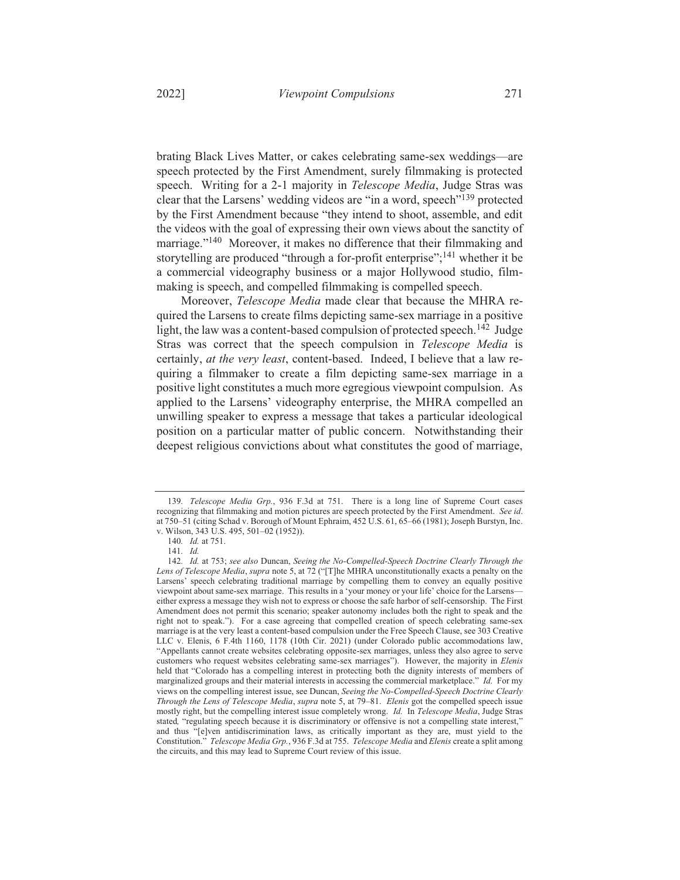brating Black Lives Matter, or cakes celebrating same-sex weddings—are speech protected by the First Amendment, surely filmmaking is protected speech. Writing for a 2-1 majority in *Telescope Media*, Judge Stras was clear that the Larsens' wedding videos are "in a word, speech"[139] protected by the First Amendment because "they intend to shoot, assemble, and edit the videos with the goal of expressing their own views about the sanctity of marriage."[140] Moreover, it makes no difference that their filmmaking and storytelling are produced "through a for-profit enterprise";[141] whether it be a commercial videography business or a major Hollywood studio, filmmaking is speech, and compelled filmmaking is compelled speech.

Moreover, *Telescope Media* made clear that because the MHRA required the Larsens to create films depicting same-sex marriage in a positive light, the law was a content-based compulsion of protected speech.[142] Judge Stras was correct that the speech compulsion in *Telescope Media* is certainly, *at the very least*, content-based. Indeed, I believe that a law requiring a filmmaker to create a film depicting same-sex marriage in a positive light constitutes a much more egregious viewpoint compulsion. As applied to the Larsens' videography enterprise, the MHRA compelled an unwilling speaker to express a message that takes a particular ideological position on a particular matter of public concern. Notwithstanding their deepest religious convictions about what constitutes the good of marriage,

---

139. *Telescope Media Grp.*, 936 F.3d at 751. There is a long line of Supreme Court cases recognizing that filmmaking and motion pictures are speech protected by the First Amendment. *See id*. at 750–51 (citing Schad v. Borough of Mount Ephraim, 452 U.S. 61, 65–66 (1981); Joseph Burstyn, Inc. v. Wilson, 343 U.S. 495, 501–02 (1952)).

140. *Id.* at 751.

141. *Id.*

142. *Id.* at 753; *see also* Duncan, *Seeing the No-Compelled-Speech Doctrine Clearly Through the Lens of Telescope Media*, *supra* note 5, at 72 ("[T]he MHRA unconstitutionally exacts a penalty on the Larsens' speech celebrating traditional marriage by compelling them to convey an equally positive viewpoint about same-sex marriage. This results in a 'your money or your life' choice for the Larsens—either express a message they wish not to express or choose the safe harbor of self-censorship. The First Amendment does not permit this scenario; speaker autonomy includes both the right to speak and the right not to speak."). For a case agreeing that compelled creation of speech celebrating same-sex marriage is at the very least a content-based compulsion under the Free Speech Clause, see 303 Creative LLC v. Elenis, 6 F.4th 1160, 1178 (10th Cir. 2021) (under Colorado public accommodations law, "Appellants cannot create websites celebrating opposite-sex marriages, unless they also agree to serve customers who request websites celebrating same-sex marriages"). However, the majority in *Elenis* held that "Colorado has a compelling interest in protecting both the dignity interests of members of marginalized groups and their material interests in accessing the commercial marketplace." *Id.* For my views on the compelling interest issue, see Duncan, *Seeing the No-Compelled-Speech Doctrine Clearly Through the Lens of Telescope Media*, *supra* note 5, at 79–81. *Elenis* got the compelled speech issue mostly right, but the compelling interest issue completely wrong. *Id.* In *Telescope Media*, Judge Stras stated, "regulating speech because it is discriminatory or offensive is not a compelling state interest," and thus "[e]ven antidiscrimination laws, as critically important as they are, must yield to the Constitution." *Telescope Media Grp.*, 936 F.3d at 755. *Telescope Media* and *Elenis* create a split among the circuits, and this may lead to Supreme Court review of this issue.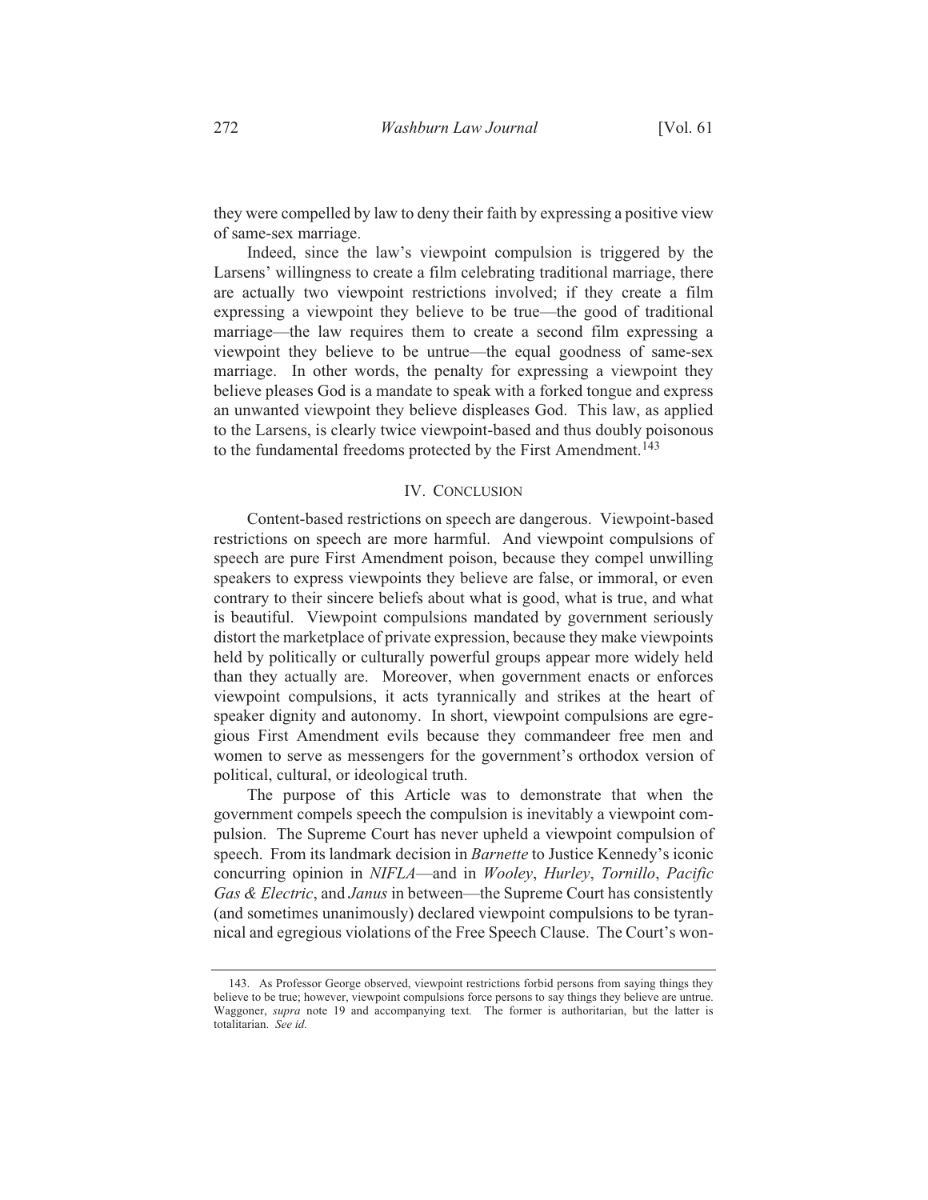they were compelled by law to deny their faith by expressing a positive view of same-sex marriage.

Indeed, since the law's viewpoint compulsion is triggered by the Larsens' willingness to create a film celebrating traditional marriage, there are actually two viewpoint restrictions involved; if they create a film expressing a viewpoint they believe to be true—the good of traditional marriage—the law requires them to create a second film expressing a viewpoint they believe to be untrue—the equal goodness of same-sex marriage. In other words, the penalty for expressing a viewpoint they believe pleases God is a mandate to speak with a forked tongue and express an unwanted viewpoint they believe displeases God. This law, as applied to the Larsens, is clearly twice viewpoint-based and thus doubly poisonous to the fundamental freedoms protected by the First Amendment.[143]

## IV. Conclusion

Content-based restrictions on speech are dangerous. Viewpoint-based restrictions on speech are more harmful. And viewpoint compulsions of speech are pure First Amendment poison, because they compel unwilling speakers to express viewpoints they believe are false, or immoral, or even contrary to their sincere beliefs about what is good, what is true, and what is beautiful. Viewpoint compulsions mandated by government seriously distort the marketplace of private expression, because they make viewpoints held by politically or culturally powerful groups appear more widely held than they actually are. Moreover, when government enacts or enforces viewpoint compulsions, it acts tyrannically and strikes at the heart of speaker dignity and autonomy. In short, viewpoint compulsions are egregious First Amendment evils because they commandeer free men and women to serve as messengers for the government's orthodox version of political, cultural, or ideological truth.

The purpose of this Article was to demonstrate that when the government compels speech the compulsion is inevitably a viewpoint compulsion. The Supreme Court has never upheld a viewpoint compulsion of speech. From its landmark decision in *Barnette* to Justice Kennedy's iconic concurring opinion in *NIFLA*—and in *Wooley*, *Hurley*, *Tornillo*, *Pacific Gas & Electric*, and *Janus* in between—the Supreme Court has consistently (and sometimes unanimously) declared viewpoint compulsions to be tyrannical and egregious violations of the Free Speech Clause. The Court's won-

143. As Professor George observed, viewpoint restrictions forbid persons from saying things they believe to be true; however, viewpoint compulsions force persons to say things they believe are untrue. Waggoner, *supra* note 19 and accompanying text. The former is authoritarian, but the latter is totalitarian. *See id.*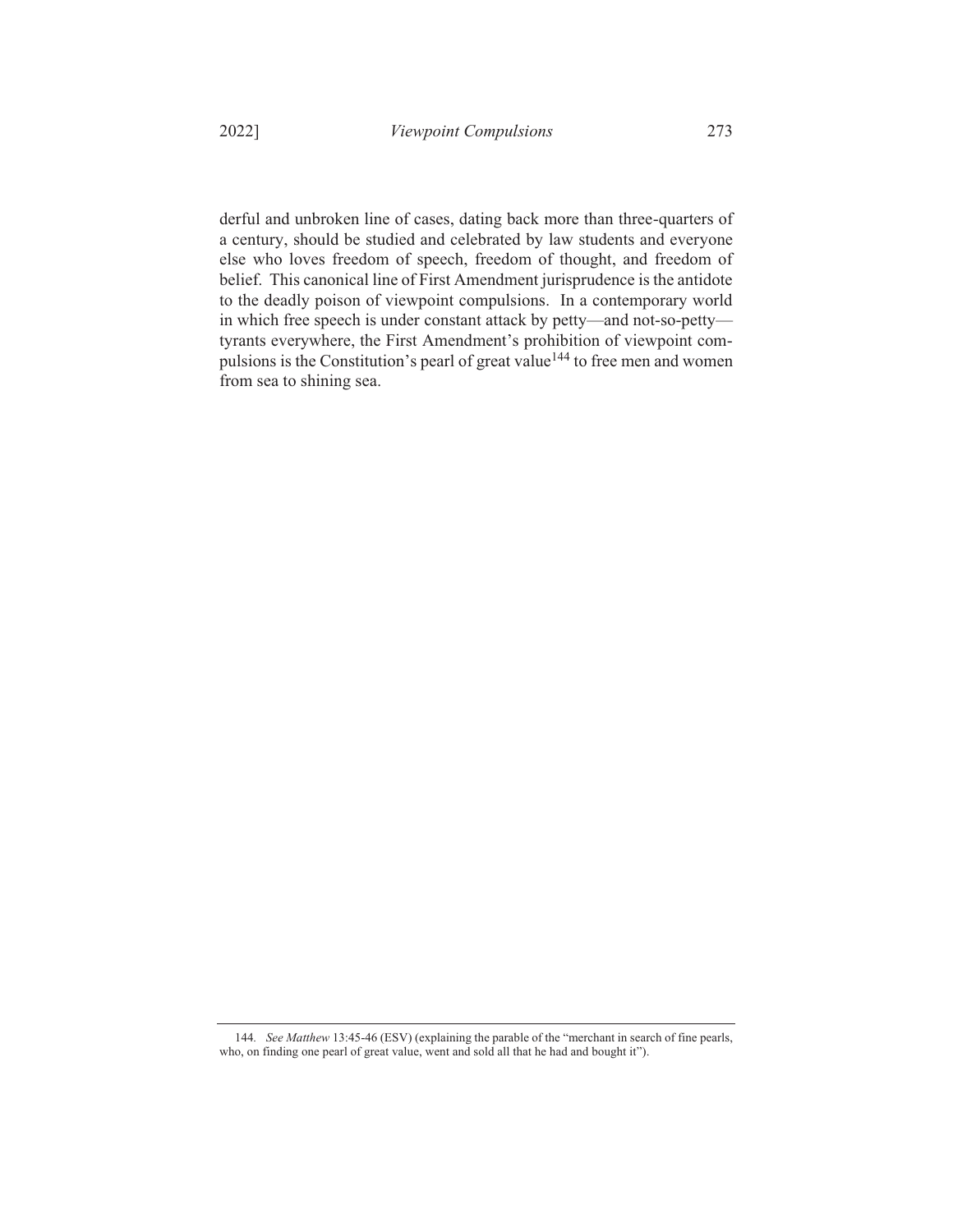derful and unbroken line of cases, dating back more than three-quarters of a century, should be studied and celebrated by law students and everyone else who loves freedom of speech, freedom of thought, and freedom of belief. This canonical line of First Amendment jurisprudence is the antidote to the deadly poison of viewpoint compulsions. In a contemporary world in which free speech is under constant attack by petty—and not-so-petty—tyrants everywhere, the First Amendment's prohibition of viewpoint compulsions is the Constitution's pearl of great value[144] to free men and women from sea to shining sea.

---

144. *See Matthew* 13:45-46 (ESV) (explaining the parable of the "merchant in search of fine pearls, who, on finding one pearl of great value, went and sold all that he had and bought it").